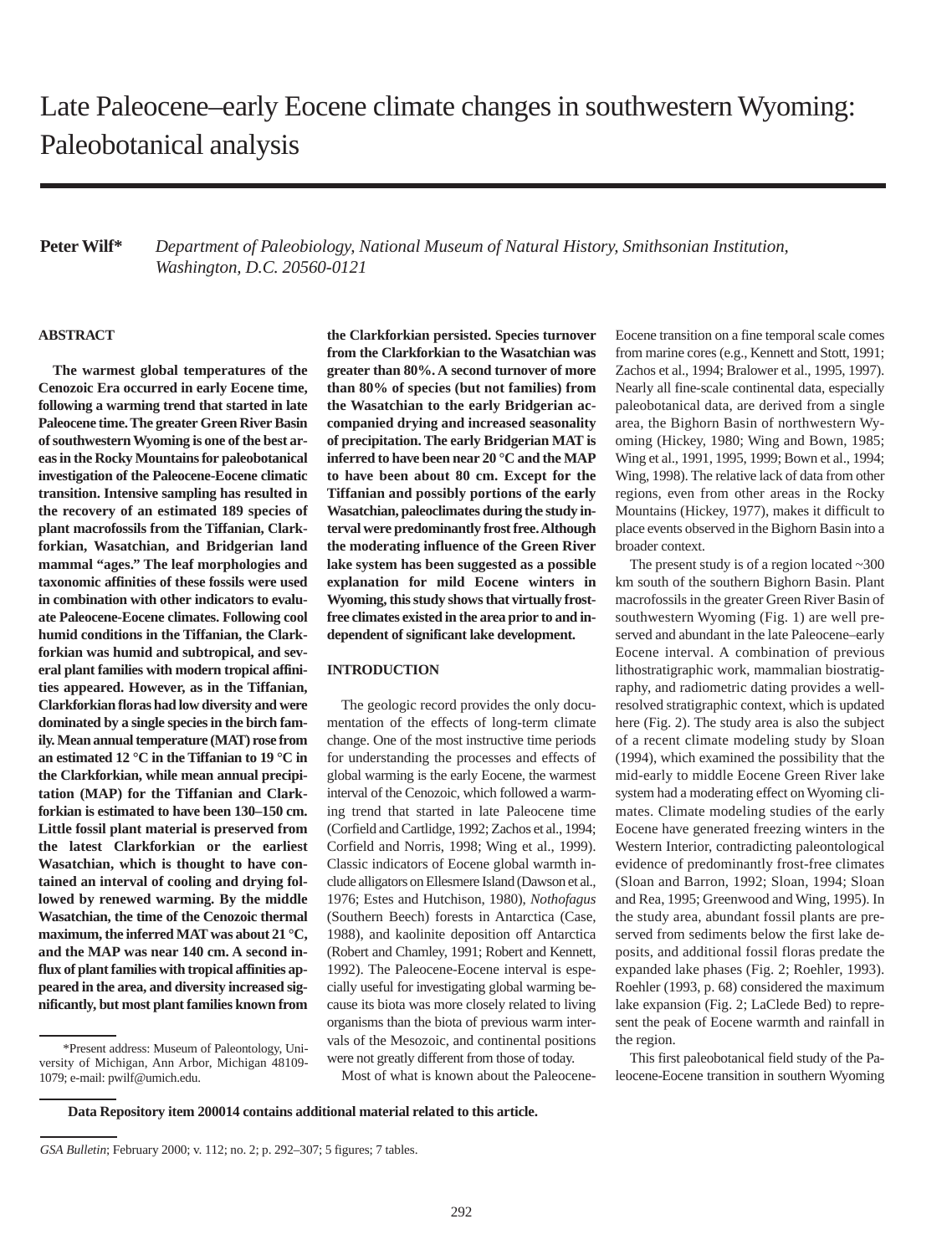// Task: rendered figure rule respected — output contains only text tags and nothing describing a non-existent image.

# Late Paleocene–early Eocene climate changes in southwestern Wyoming: Paleobotanical analysis

**Peter Wilf*** *Department of Paleobiology, National Museum of Natural History, Smithsonian Institution, Washington, D.C. 20560-0121*

## ABSTRACT

**The warmest global temperatures of the Cenozoic Era occurred in early Eocene time, following a warming trend that started in late Paleocene time. The greater Green River Basin of southwestern Wyoming is one of the best areas in the Rocky Mountains for paleobotanical investigation of the Paleocene-Eocene climatic transition. Intensive sampling has resulted in the recovery of an estimated 189 species of plant macrofossils from the Tiffanian, Clarkforkian, Wasatchian, and Bridgerian land mammal "ages." The leaf morphologies and taxonomic affinities of these fossils were used in combination with other indicators to evaluate Paleocene-Eocene climates. Following cool humid conditions in the Tiffanian, the Clarkforkian was humid and subtropical, and several plant families with modern tropical affinities appeared. However, as in the Tiffanian, Clarkforkian floras had low diversity and were dominated by a single species in the birch family. Mean annual temperature (MAT) rose from an estimated 12 °C in the Tiffanian to 19 °C in the Clarkforkian, while mean annual precipitation (MAP) for the Tiffanian and Clarkforkian is estimated to have been 130–150 cm. Little fossil plant material is preserved from the latest Clarkforkian or the earliest Wasatchian, which is thought to have contained an interval of cooling and drying followed by renewed warming. By the middle Wasatchian, the time of the Cenozoic thermal maximum, the inferred MAT was about 21 °C, and the MAP was near 140 cm. A second influx of plant families with tropical affinities appeared in the area, and diversity increased significantly, but most plant families known from the Clarkforkian persisted. Species turnover from the Clarkforkian to the Wasatchian was greater than 80%. A second turnover of more than 80% of species (but not families) from the Wasatchian to the early Bridgerian accompanied drying and increased seasonality of precipitation. The early Bridgerian MAT is inferred to have been near 20 °C and the MAP to have been about 80 cm. Except for the Tiffanian and possibly portions of the early Wasatchian, paleoclimates during the study interval were predominantly frost free. Although the moderating influence of the Green River lake system has been suggested as a possible explanation for mild Eocene winters in Wyoming, this study shows that virtually frost-free climates existed in the area prior to and independent of significant lake development.**

## INTRODUCTION

The geologic record provides the only documentation of the effects of long-term climate change. One of the most instructive time periods for understanding the processes and effects of global warming is the early Eocene, the warmest interval of the Cenozoic, which followed a warming trend that started in late Paleocene time (Corfield and Cartlidge, 1992; Zachos et al., 1994; Corfield and Norris, 1998; Wing et al., 1999). Classic indicators of Eocene global warmth include alligators on Ellesmere Island (Dawson et al., 1976; Estes and Hutchison, 1980), *Nothofagus* (Southern Beech) forests in Antarctica (Case, 1988), and kaolinite deposition off Antarctica (Robert and Chamley, 1991; Robert and Kennett, 1992). The Paleocene-Eocene interval is especially useful for investigating global warming because its biota was more closely related to living organisms than the biota of previous warm intervals of the Mesozoic, and continental positions were not greatly different from those of today.

Most of what is known about the Paleocene-Eocene transition on a fine temporal scale comes from marine cores (e.g., Kennett and Stott, 1991; Zachos et al., 1994; Bralower et al., 1995, 1997). Nearly all fine-scale continental data, especially paleobotanical data, are derived from a single area, the Bighorn Basin of northwestern Wyoming (Hickey, 1980; Wing and Bown, 1985; Wing et al., 1991, 1995, 1999; Bown et al., 1994; Wing, 1998). The relative lack of data from other regions, even from other areas in the Rocky Mountains (Hickey, 1977), makes it difficult to place events observed in the Bighorn Basin into a broader context.

The present study is of a region located ~300 km south of the southern Bighorn Basin. Plant macrofossils in the greater Green River Basin of southwestern Wyoming (Fig. 1) are well preserved and abundant in the late Paleocene–early Eocene interval. A combination of previous lithostratigraphic work, mammalian biostratigraphy, and radiometric dating provides a well-resolved stratigraphic context, which is updated here (Fig. 2). The study area is also the subject of a recent climate modeling study by Sloan (1994), which examined the possibility that the mid-early to middle Eocene Green River lake system had a moderating effect on Wyoming climates. Climate modeling studies of the early Eocene have generated freezing winters in the Western Interior, contradicting paleontological evidence of predominantly frost-free climates (Sloan and Barron, 1992; Sloan, 1994; Sloan and Rea, 1995; Greenwood and Wing, 1995). In the study area, abundant fossil plants are preserved from sediments below the first lake deposits, and additional fossil floras predate the expanded lake phases (Fig. 2; Roehler, 1993). Roehler (1993, p. 68) considered the maximum lake expansion (Fig. 2; LaClede Bed) to represent the peak of Eocene warmth and rainfall in the region.

This first paleobotanical field study of the Paleocene-Eocene transition in southern Wyoming

*Present address: Museum of Paleontology, University of Michigan, Ann Arbor, Michigan 48109-1079; e-mail: pwilf@umich.edu.

**Data Repository item 200014 contains additional material related to this article.**

*GSA Bulletin*; February 2000; v. 112; no. 2; p. 292–307; 5 figures; 7 tables.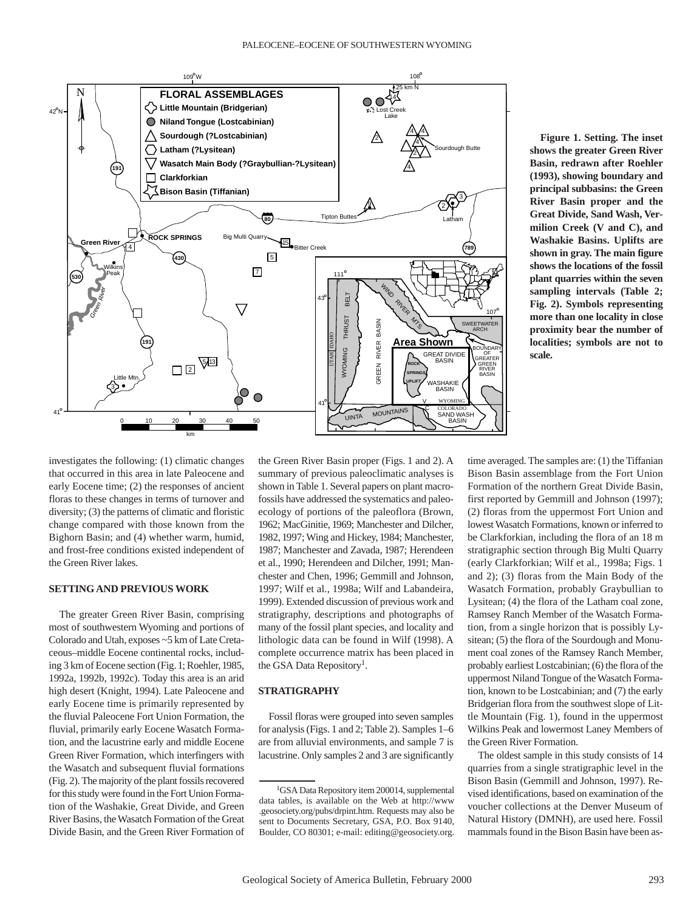**Figure 1. Setting. The inset shows the greater Green River Basin, redrawn after Roehler (1993), showing boundary and principal subbasins: the Green River Basin proper and the Great Divide, Sand Wash, Vermilion Creek (V and C), and Washakie Basins. Uplifts are shown in gray. The main figure shows the locations of the fossil plant quarries within the seven sampling intervals (Table 2; Fig. 2). Symbols representing more than one locality in close proximity bear the number of localities; symbols are not to scale.**

investigates the following: (1) climatic changes that occurred in this area in late Paleocene and early Eocene time; (2) the responses of ancient floras to these changes in terms of turnover and diversity; (3) the patterns of climatic and floristic change compared with those known from the Bighorn Basin; and (4) whether warm, humid, and frost-free conditions existed independent of the Green River lakes.

## SETTING AND PREVIOUS WORK

The greater Green River Basin, comprising most of southwestern Wyoming and portions of Colorado and Utah, exposes ~5 km of Late Cretaceous–middle Eocene continental rocks, including 3 km of Eocene section (Fig. 1; Roehler, 1985, 1992a, 1992b, 1992c). Today this area is an arid high desert (Knight, 1994). Late Paleocene and early Eocene time is primarily represented by the fluvial Paleocene Fort Union Formation, the fluvial, primarily early Eocene Wasatch Formation, and the lacustrine early and middle Eocene Green River Formation, which interfingers with the Wasatch and subsequent fluvial formations (Fig. 2). The majority of the plant fossils recovered for this study were found in the Fort Union Formation of the Washakie, Great Divide, and Green River Basins, the Wasatch Formation of the Great Divide Basin, and the Green River Formation of the Green River Basin proper (Figs. 1 and 2). A summary of previous paleoclimatic analyses is shown in Table 1. Several papers on plant macrofossils have addressed the systematics and paleoecology of portions of the paleoflora (Brown, 1962; MacGinitie, 1969; Manchester and Dilcher, 1982, 1997; Wing and Hickey, 1984; Manchester, 1987; Manchester and Zavada, 1987; Herendeen et al., 1990; Herendeen and Dilcher, 1991; Manchester and Chen, 1996; Gemmill and Johnson, 1997; Wilf et al., 1998a; Wilf and Labandeira, 1999). Extended discussion of previous work and stratigraphy, descriptions and photographs of many of the fossil plant species, and locality and lithologic data can be found in Wilf (1998). A complete occurrence matrix has been placed in the GSA Data Repository[1].

## STRATIGRAPHY

Fossil floras were grouped into seven samples for analysis (Figs. 1 and 2; Table 2). Samples 1–6 are from alluvial environments, and sample 7 is lacustrine. Only samples 2 and 3 are significantly time averaged. The samples are: (1) the Tiffanian Bison Basin assemblage from the Fort Union Formation of the northern Great Divide Basin, first reported by Gemmill and Johnson (1997); (2) floras from the uppermost Fort Union and lowest Wasatch Formations, known or inferred to be Clarkforkian, including the flora of an 18 m stratigraphic section through Big Multi Quarry (early Clarkforkian; Wilf et al., 1998a; Figs. 1 and 2); (3) floras from the Main Body of the Wasatch Formation, probably Graybullian to Lysitean; (4) the flora of the Latham coal zone, Ramsey Ranch Member of the Wasatch Formation, from a single horizon that is possibly Lysitean; (5) the flora of the Sourdough and Monument coal zones of the Ramsey Ranch Member, probably earliest Lostcabinian; (6) the flora of the uppermost Niland Tongue of the Wasatch Formation, known to be Lostcabinian; and (7) the early Bridgerian flora from the southwest slope of Little Mountain (Fig. 1), found in the uppermost Wilkins Peak and lowermost Laney Members of the Green River Formation.

The oldest sample in this study consists of 14 quarries from a single stratigraphic level in the Bison Basin (Gemmill and Johnson, 1997). Revised identifications, based on examination of the voucher collections at the Denver Museum of Natural History (DMNH), are used here. Fossil mammals found in the Bison Basin have been as-

[1]GSA Data Repository item 200014, supplemental data tables, is available on the Web at http://www.geosociety.org/pubs/drpint.htm. Requests may also be sent to Documents Secretary, GSA, P.O. Box 9140, Boulder, CO 80301; e-mail: editing@geosociety.org.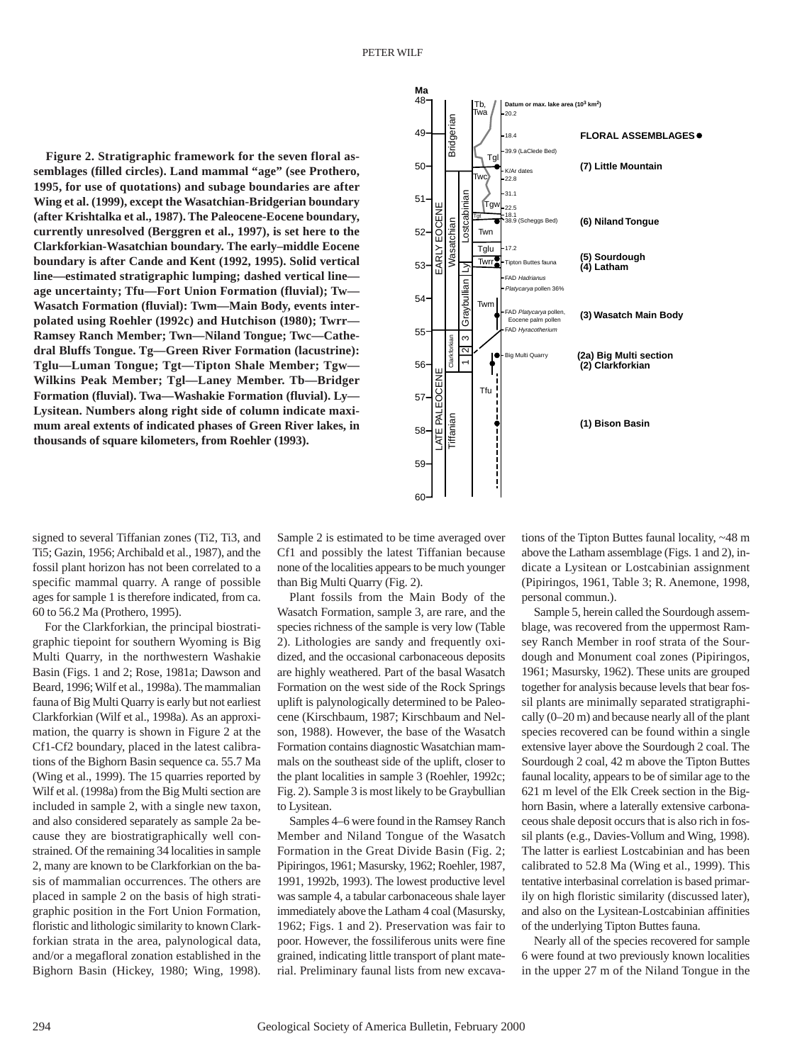**Figure 2. Stratigraphic framework for the seven floral assemblages (filled circles). Land mammal "age" (see Prothero, 1995, for use of quotations) and subage boundaries are after Wing et al. (1999), except the Wasatchian-Bridgerian boundary (after Krishtalka et al., 1987). The Paleocene-Eocene boundary, currently unresolved (Berggren et al., 1997), is set here to the Clarkforkian-Wasatchian boundary. The early–middle Eocene boundary is after Cande and Kent (1992, 1995). Solid vertical line—estimated stratigraphic lumping; dashed vertical line—age uncertainty; Tfu—Fort Union Formation (fluvial); Tw—Wasatch Formation (fluvial): Twm—Main Body, events interpolated using Roehler (1992c) and Hutchison (1980); Twrr—Ramsey Ranch Member; Twn—Niland Tongue; Twc—Cathedral Bluffs Tongue. Tg—Green River Formation (lacustrine): Tglu—Luman Tongue; Tgt—Tipton Shale Member; Tgw—Wilkins Peak Member; Tgl—Laney Member. Tb—Bridger Formation (fluvial). Twa—Washakie Formation (fluvial). Ly—Lysitean. Numbers along right side of column indicate maximum areal extents of indicated phases of Green River lakes, in thousands of square kilometers, from Roehler (1993).**

signed to several Tiffanian zones (Ti2, Ti3, and Ti5; Gazin, 1956; Archibald et al., 1987), and the fossil plant horizon has not been correlated to a specific mammal quarry. A range of possible ages for sample 1 is therefore indicated, from ca. 60 to 56.2 Ma (Prothero, 1995).

For the Clarkforkian, the principal biostratigraphic tiepoint for southern Wyoming is Big Multi Quarry, in the northwestern Washakie Basin (Figs. 1 and 2; Rose, 1981a; Dawson and Beard, 1996; Wilf et al., 1998a). The mammalian fauna of Big Multi Quarry is early but not earliest Clarkforkian (Wilf et al., 1998a). As an approximation, the quarry is shown in Figure 2 at the Cf1-Cf2 boundary, placed in the latest calibrations of the Bighorn Basin sequence ca. 55.7 Ma (Wing et al., 1999). The 15 quarries reported by Wilf et al. (1998a) from the Big Multi section are included in sample 2, with a single new taxon, and also considered separately as sample 2a because they are biostratigraphically well constrained. Of the remaining 34 localities in sample 2, many are known to be Clarkforkian on the basis of mammalian occurrences. The others are placed in sample 2 on the basis of high stratigraphic position in the Fort Union Formation, floristic and lithologic similarity to known Clarkforkian strata in the area, palynological data, and/or a megafloral zonation established in the Bighorn Basin (Hickey, 1980; Wing, 1998). Sample 2 is estimated to be time averaged over Cf1 and possibly the latest Tiffanian because none of the localities appears to be much younger than Big Multi Quarry (Fig. 2).

Plant fossils from the Main Body of the Wasatch Formation, sample 3, are rare, and the species richness of the sample is very low (Table 2). Lithologies are sandy and frequently oxidized, and the occasional carbonaceous deposits are highly weathered. Part of the basal Wasatch Formation on the west side of the Rock Springs uplift is palynologically determined to be Paleocene (Kirschbaum, 1987; Kirschbaum and Nelson, 1988). However, the base of the Wasatch Formation contains diagnostic Wasatchian mammals on the southeast side of the uplift, closer to the plant localities in sample 3 (Roehler, 1992c; Fig. 2). Sample 3 is most likely to be Graybullian to Lysitean.

Samples 4–6 were found in the Ramsey Ranch Member and Niland Tongue of the Wasatch Formation in the Great Divide Basin (Fig. 2; Pipiringos, 1961; Masursky, 1962; Roehler, 1987, 1991, 1992b, 1993). The lowest productive level was sample 4, a tabular carbonaceous shale layer immediately above the Latham 4 coal (Masursky, 1962; Figs. 1 and 2). Preservation was fair to poor. However, the fossiliferous units were fine grained, indicating little transport of plant material. Preliminary faunal lists from new excavations of the Tipton Buttes faunal locality, ~48 m above the Latham assemblage (Figs. 1 and 2), indicate a Lysitean or Lostcabinian assignment (Pipiringos, 1961, Table 3; R. Anemone, 1998, personal commun.).

Sample 5, herein called the Sourdough assemblage, was recovered from the uppermost Ramsey Ranch Member in roof strata of the Sourdough and Monument coal zones (Pipiringos, 1961; Masursky, 1962). These units are grouped together for analysis because levels that bear fossil plants are minimally separated stratigraphically (0–20 m) and because nearly all of the plant species recovered can be found within a single extensive layer above the Sourdough 2 coal. The Sourdough 2 coal, 42 m above the Tipton Buttes faunal locality, appears to be of similar age to the 621 m level of the Elk Creek section in the Bighorn Basin, where a laterally extensive carbonaceous shale deposit occurs that is also rich in fossil plants (e.g., Davies-Vollum and Wing, 1998). The latter is earliest Lostcabinian and has been calibrated to 52.8 Ma (Wing et al., 1999). This tentative interbasinal correlation is based primarily on high floristic similarity (discussed later), and also on the Lysitean-Lostcabinian affinities of the underlying Tipton Buttes fauna.

Nearly all of the species recovered for sample 6 were found at two previously known localities in the upper 27 m of the Niland Tongue in the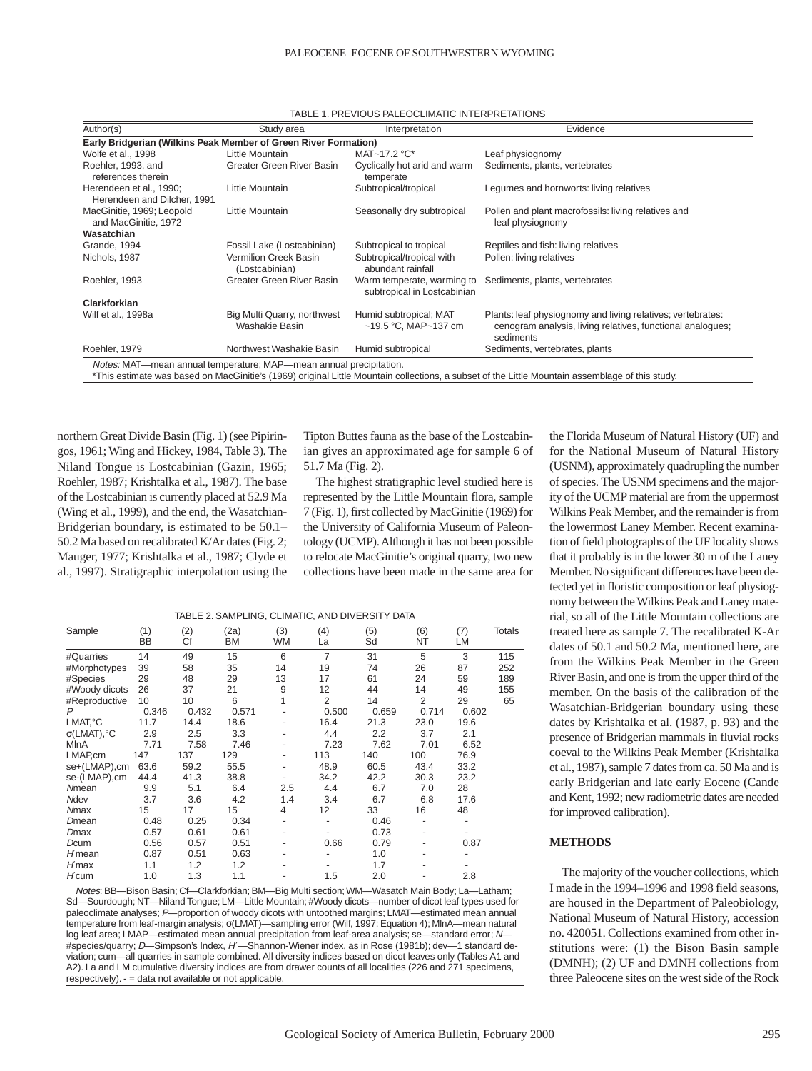TABLE 1. PREVIOUS PALEOCLIMATIC INTERPRETATIONS

| Author(s) | Study area | Interpretation | Evidence |
|---|---|---|---|
| **Early Bridgerian (Wilkins Peak Member of Green River Formation)** | | | |
| Wolfe et al., 1998 | Little Mountain | MAT~17.2 °C* | Leaf physiognomy |
| Roehler, 1993, and references therein | Greater Green River Basin | Cyclically hot arid and warm temperate | Sediments, plants, vertebrates |
| Herendeen et al., 1990; Herendeen and Dilcher, 1991 | Little Mountain | Subtropical/tropical | Legumes and hornworts: living relatives |
| MacGinitie, 1969; Leopold and MacGinitie, 1972 | Little Mountain | Seasonally dry subtropical | Pollen and plant macrofossils: living relatives and leaf physiognomy |
| **Wasatchian** | | | |
| Grande, 1994 | Fossil Lake (Lostcabinian) | Subtropical to tropical | Reptiles and fish: living relatives |
| Nichols, 1987 | Vermilion Creek Basin (Lostcabinian) | Subtropical/tropical with abundant rainfall | Pollen: living relatives |
| Roehler, 1993 | Greater Green River Basin | Warm temperate, warming to subtropical in Lostcabinian | Sediments, plants, vertebrates |
| **Clarkforkian** | | | |
| Wilf et al., 1998a | Big Multi Quarry, northwest Washakie Basin | Humid subtropical; MAT ~19.5 °C, MAP~137 cm | Plants: leaf physiognomy and living relatives; vertebrates: cenogram analysis, living relatives, functional analogues; sediments |
| Roehler, 1979 | Northwest Washakie Basin | Humid subtropical | Sediments, vertebrates, plants |

*Notes:* MAT—mean annual temperature; MAP—mean annual precipitation.
*This estimate was based on MacGinitie's (1969) original Little Mountain collections, a subset of the Little Mountain assemblage of this study.

northern Great Divide Basin (Fig. 1) (see Pipiringos, 1961; Wing and Hickey, 1984, Table 3). The Niland Tongue is Lostcabinian (Gazin, 1965; Roehler, 1987; Krishtalka et al., 1987). The base of the Lostcabinian is currently placed at 52.9 Ma (Wing et al., 1999), and the end, the Wasatchian-Bridgerian boundary, is estimated to be 50.1–50.2 Ma based on recalibrated K/Ar dates (Fig. 2; Mauger, 1977; Krishtalka et al., 1987; Clyde et al., 1997). Stratigraphic interpolation using the Tipton Buttes fauna as the base of the Lostcabinian gives an approximated age for sample 6 of 51.7 Ma (Fig. 2).

The highest stratigraphic level studied here is represented by the Little Mountain flora, sample 7 (Fig. 1), first collected by MacGinitie (1969) for the University of California Museum of Paleontology (UCMP). Although it has not been possible to relocate MacGinitie's original quarry, two new collections have been made in the same area for the Florida Museum of Natural History (UF) and for the National Museum of Natural History (USNM), approximately quadrupling the number of species. The USNM specimens and the majority of the UCMP material are from the uppermost Wilkins Peak Member, and the remainder is from the lowermost Laney Member. Recent examination of field photographs of the UF locality shows that it probably is in the lower 30 m of the Laney Member. No significant differences have been detected yet in floristic composition or leaf physiognomy between the Wilkins Peak and Laney material, so all of the Little Mountain collections are treated here as sample 7. The recalibrated K-Ar dates of 50.1 and 50.2 Ma, mentioned here, are from the Wilkins Peak Member in the Green River Basin, and one is from the upper third of the member. On the basis of the calibration of the Wasatchian-Bridgerian boundary using these dates by Krishtalka et al. (1987, p. 93) and the presence of Bridgerian mammals in fluvial rocks coeval to the Wilkins Peak Member (Krishtalka et al., 1987), sample 7 dates from ca. 50 Ma and is early Bridgerian and late early Eocene (Cande and Kent, 1992; new radiometric dates are needed for improved calibration).

TABLE 2. SAMPLING, CLIMATIC, AND DIVERSITY DATA

| Sample | (1) BB | (2) Cf | (2a) BM | (3) WM | (4) La | (5) Sd | (6) NT | (7) LM | Totals |
|---|---|---|---|---|---|---|---|---|---|
| #Quarries | 14 | 49 | 15 | 6 | 7 | 31 | 5 | 3 | 115 |
| #Morphotypes | 39 | 58 | 35 | 14 | 19 | 74 | 26 | 87 | 252 |
| #Species | 29 | 48 | 29 | 13 | 17 | 61 | 24 | 59 | 189 |
| #Woody dicots | 26 | 37 | 21 | 9 | 12 | 44 | 14 | 49 | 155 |
| #Reproductive | 10 | 10 | 6 | 1 | 2 | 14 | 2 | 29 | 65 |
| $P$ | 0.346 | 0.432 | 0.571 | - | 0.500 | 0.659 | 0.714 | 0.602 | |
| LMAT,°C | 11.7 | 14.4 | 18.6 | - | 16.4 | 21.3 | 23.0 | 19.6 | |
| σ(LMAT),°C | 2.9 | 2.5 | 3.3 | - | 4.4 | 2.2 | 3.7 | 2.1 | |
| MlnA | 7.71 | 7.58 | 7.46 | - | 7.23 | 7.62 | 7.01 | 6.52 | |
| LMAP,cm | 147 | 137 | 129 | - | 113 | 140 | 100 | 76.9 | |
| se+(LMAP),cm | 63.6 | 59.2 | 55.5 | - | 48.9 | 60.5 | 43.4 | 33.2 | |
| se-(LMAP),cm | 44.4 | 41.3 | 38.8 | - | 34.2 | 42.2 | 30.3 | 23.2 | |
| $N$mean | 9.9 | 5.1 | 6.4 | 2.5 | 4.4 | 6.7 | 7.0 | 28 | |
| $N$dev | 3.7 | 3.6 | 4.2 | 1.4 | 3.4 | 6.7 | 6.8 | 17.6 | |
| $N$max | 15 | 17 | 15 | 4 | 12 | 33 | 16 | 48 | |
| $D$mean | 0.48 | 0.25 | 0.34 | - | - | 0.46 | - | - | |
| $D$max | 0.57 | 0.61 | 0.61 | - | - | 0.73 | - | - | |
| $D$cum | 0.56 | 0.57 | 0.51 | - | 0.66 | 0.79 | - | 0.87 | |
| $H'$mean | 0.87 | 0.51 | 0.63 | - | - | 1.0 | - | - | |
| $H'$max | 1.1 | 1.2 | 1.2 | - | - | 1.7 | - | - | |
| $H'$cum | 1.0 | 1.3 | 1.1 | - | 1.5 | 2.0 | - | 2.8 | |

*Notes*: BB—Bison Basin; Cf—Clarkforkian; BM—Big Multi section; WM—Wasatch Main Body; La—Latham; Sd—Sourdough; NT—Niland Tongue; LM—Little Mountain; #Woody dicots—number of dicot leaf types used for paleoclimate analyses; $P$—proportion of woody dicots with untoothed margins; LMAT—estimated mean annual temperature from leaf-margin analysis; σ(LMAT)—sampling error (Wilf, 1997: Equation 4); MlnA—mean natural log leaf area; LMAP—estimated mean annual precipitation from leaf-area analysis; se—standard error; $N$—#species/quarry; $D$—Simpson's Index, $H'$—Shannon-Wiener index, as in Rose (1981b); dev—1 standard deviation; cum—all quarries in sample combined. All diversity indices based on dicot leaves only (Tables A1 and A2). La and LM cumulative diversity indices are from drawer counts of all localities (226 and 271 specimens, respectively). - = data not available or not applicable.

## METHODS

The majority of the voucher collections, which I made in the 1994–1996 and 1998 field seasons, are housed in the Department of Paleobiology, National Museum of Natural History, accession no. 420051. Collections examined from other institutions were: (1) the Bison Basin sample (DMNH); (2) UF and DMNH collections from three Paleocene sites on the west side of the Rock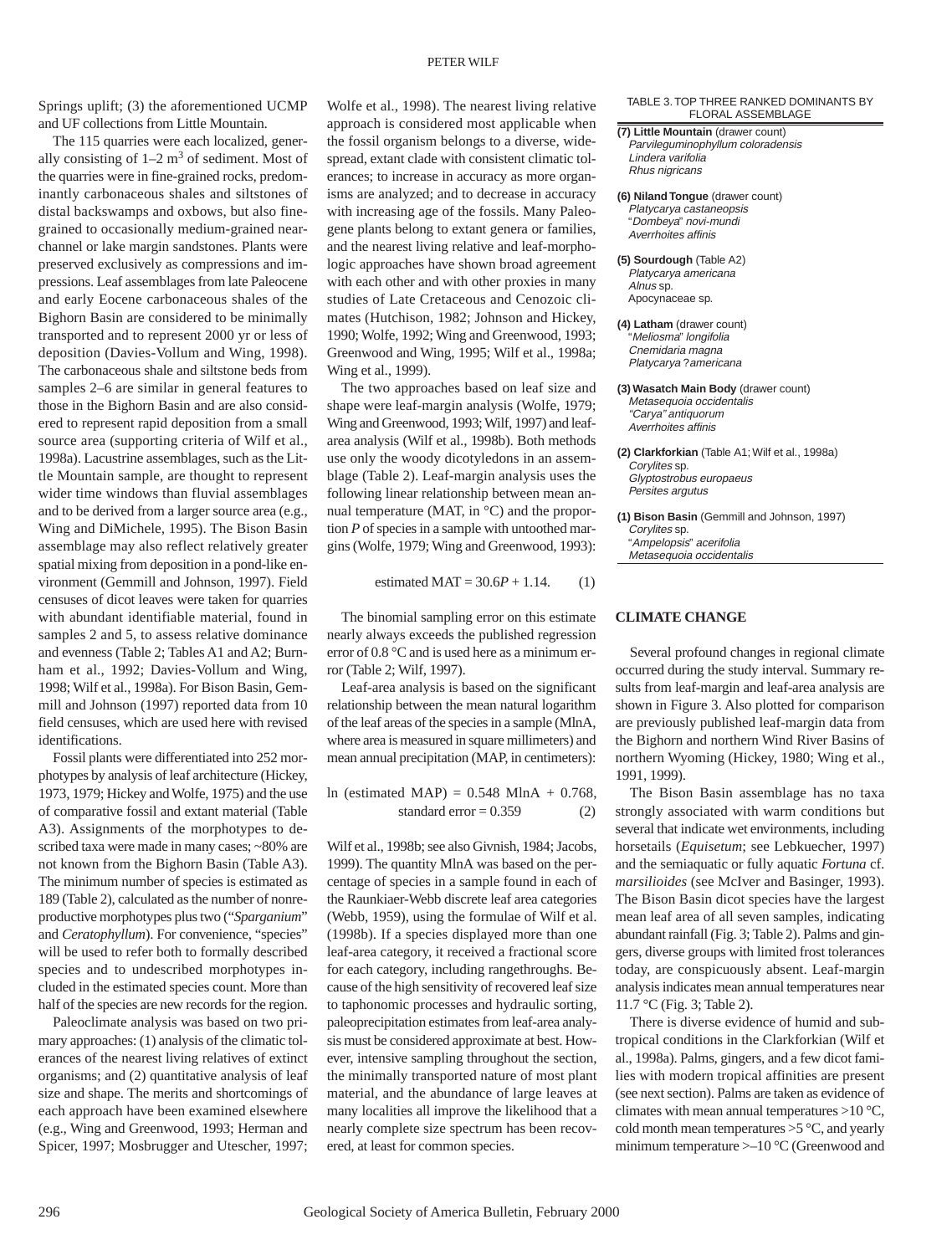Springs uplift; (3) the aforementioned UCMP and UF collections from Little Mountain.

The 115 quarries were each localized, generally consisting of 1–2 $m^3$ of sediment. Most of the quarries were in fine-grained rocks, predominantly carbonaceous shales and siltstones of distal backswamps and oxbows, but also fine-grained to occasionally medium-grained near-channel or lake margin sandstones. Plants were preserved exclusively as compressions and impressions. Leaf assemblages from late Paleocene and early Eocene carbonaceous shales of the Bighorn Basin are considered to be minimally transported and to represent 2000 yr or less of deposition (Davies-Vollum and Wing, 1998). The carbonaceous shale and siltstone beds from samples 2–6 are similar in general features to those in the Bighorn Basin and are also considered to represent rapid deposition from a small source area (supporting criteria of Wilf et al., 1998a). Lacustrine assemblages, such as the Little Mountain sample, are thought to represent wider time windows than fluvial assemblages and to be derived from a larger source area (e.g., Wing and DiMichele, 1995). The Bison Basin assemblage may also reflect relatively greater spatial mixing from deposition in a pond-like environment (Gemmill and Johnson, 1997). Field censuses of dicot leaves were taken for quarries with abundant identifiable material, found in samples 2 and 5, to assess relative dominance and evenness (Table 2; Tables A1 and A2; Burnham et al., 1992; Davies-Vollum and Wing, 1998; Wilf et al., 1998a). For Bison Basin, Gemmill and Johnson (1997) reported data from 10 field censuses, which are used here with revised identifications.

Fossil plants were differentiated into 252 morphotypes by analysis of leaf architecture (Hickey, 1973, 1979; Hickey and Wolfe, 1975) and the use of comparative fossil and extant material (Table A3). Assignments of the morphotypes to described taxa were made in many cases; ~80% are not known from the Bighorn Basin (Table A3). The minimum number of species is estimated as 189 (Table 2), calculated as the number of nonreproductive morphotypes plus two ("*Sparganium*" and *Ceratophyllum*). For convenience, "species" will be used to refer both to formally described species and to undescribed morphotypes included in the estimated species count. More than half of the species are new records for the region.

Paleoclimate analysis was based on two primary approaches: (1) analysis of the climatic tolerances of the nearest living relatives of extinct organisms; and (2) quantitative analysis of leaf size and shape. The merits and shortcomings of each approach have been examined elsewhere (e.g., Wing and Greenwood, 1993; Herman and Spicer, 1997; Mosbrugger and Utescher, 1997; Wolfe et al., 1998). The nearest living relative approach is considered most applicable when the fossil organism belongs to a diverse, widespread, extant clade with consistent climatic tolerances; to increase in accuracy as more organisms are analyzed; and to decrease in accuracy with increasing age of the fossils. Many Paleogene plants belong to extant genera or families, and the nearest living relative and leaf-morphologic approaches have shown broad agreement with each other and with other proxies in many studies of Late Cretaceous and Cenozoic climates (Hutchison, 1982; Johnson and Hickey, 1990; Wolfe, 1992; Wing and Greenwood, 1993; Greenwood and Wing, 1995; Wilf et al., 1998a; Wing et al., 1999).

The two approaches based on leaf size and shape were leaf-margin analysis (Wolfe, 1979; Wing and Greenwood, 1993; Wilf, 1997) and leaf-area analysis (Wilf et al., 1998b). Both methods use only the woody dicotyledons in an assemblage (Table 2). Leaf-margin analysis uses the following linear relationship between mean annual temperature (MAT, in °C) and the proportion $P$ of species in a sample with untoothed margins (Wolfe, 1979; Wing and Greenwood, 1993):

$$\text{estimated MAT} = 30.6P + 1.14. \qquad (1)$$

The binomial sampling error on this estimate nearly always exceeds the published regression error of 0.8 °C and is used here as a minimum error (Table 2; Wilf, 1997).

Leaf-area analysis is based on the significant relationship between the mean natural logarithm of the leaf areas of the species in a sample (MlnA, where area is measured in square millimeters) and mean annual precipitation (MAP, in centimeters):

$$\ln(\text{estimated MAP}) = 0.548\ \text{MlnA} + 0.768, \quad \text{standard error} = 0.359 \qquad (2)$$

Wilf et al., 1998b; see also Givnish, 1984; Jacobs, 1999). The quantity MlnA was based on the percentage of species in a sample found in each of the Raunkiaer-Webb discrete leaf area categories (Webb, 1959), using the formulae of Wilf et al. (1998b). If a species displayed more than one leaf-area category, it received a fractional score for each category, including rangethroughs. Because of the high sensitivity of recovered leaf size to taphonomic processes and hydraulic sorting, paleoprecipitation estimates from leaf-area analysis must be considered approximate at best. However, intensive sampling throughout the section, the minimally transported nature of most plant material, and the abundance of large leaves at many localities all improve the likelihood that a nearly complete size spectrum has been recovered, at least for common species.

TABLE 3. TOP THREE RANKED DOMINANTS BY FLORAL ASSEMBLAGE

**(7) Little Mountain** (drawer count)
*Parvileguminophyllum coloradensis*
*Lindera varifolia*
*Rhus nigricans*

**(6) Niland Tongue** (drawer count)
*Platycarya castaneopsis*
"*Dombeya*" *novi-mundi*
*Averrhoites affinis*

**(5) Sourdough** (Table A2)
*Platycarya americana*
*Alnus* sp.
Apocynaceae sp.

**(4) Latham** (drawer count)
"*Meliosma*" *longifolia*
*Cnemidaria magna*
*Platycarya ?americana*

**(3) Wasatch Main Body** (drawer count)
*Metasequoia occidentalis*
*"Carya" antiquorum*
*Averrhoites affinis*

**(2) Clarkforkian** (Table A1; Wilf et al., 1998a)
*Corylites* sp.
*Glyptostrobus europaeus*
*Persites argutus*

**(1) Bison Basin** (Gemmill and Johnson, 1997)
*Corylites* sp.
"*Ampelopsis*" *acerifolia*
*Metasequoia occidentalis*

## CLIMATE CHANGE

Several profound changes in regional climate occurred during the study interval. Summary results from leaf-margin and leaf-area analysis are shown in Figure 3. Also plotted for comparison are previously published leaf-margin data from the Bighorn and northern Wind River Basins of northern Wyoming (Hickey, 1980; Wing et al., 1991, 1999).

The Bison Basin assemblage has no taxa strongly associated with warm conditions but several that indicate wet environments, including horsetails (*Equisetum*; see Lebkuecher, 1997) and the semiaquatic or fully aquatic *Fortuna* cf. *marsilioides* (see McIver and Basinger, 1993). The Bison Basin dicot species have the largest mean leaf area of all seven samples, indicating abundant rainfall (Fig. 3; Table 2). Palms and gingers, diverse groups with limited frost tolerances today, are conspicuously absent. Leaf-margin analysis indicates mean annual temperatures near 11.7 °C (Fig. 3; Table 2).

There is diverse evidence of humid and subtropical conditions in the Clarkforkian (Wilf et al., 1998a). Palms, gingers, and a few dicot families with modern tropical affinities are present (see next section). Palms are taken as evidence of climates with mean annual temperatures >10 °C, cold month mean temperatures >5 °C, and yearly minimum temperature >–10 °C (Greenwood and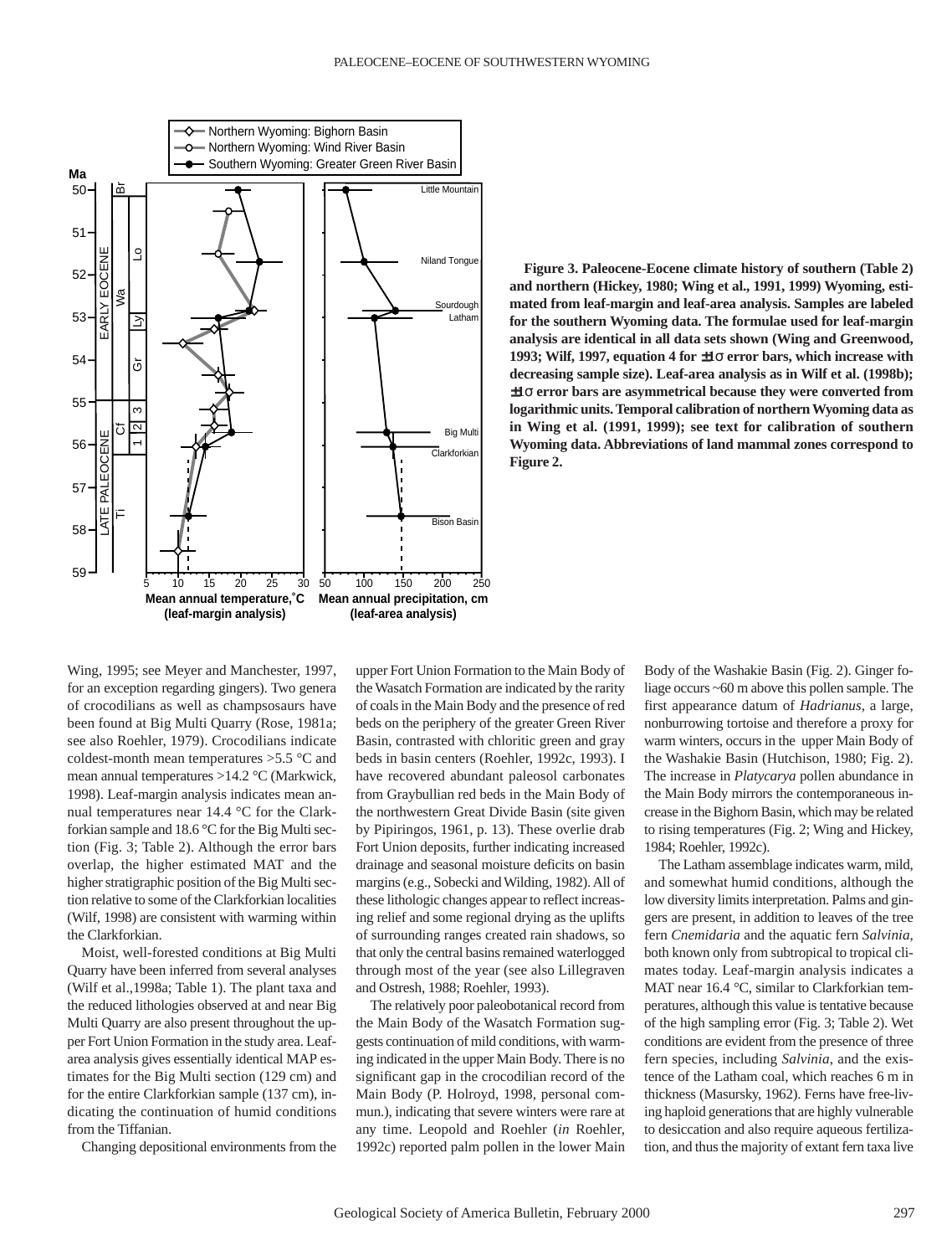**Figure 3. Paleocene-Eocene climate history of southern (Table 2) and northern (Hickey, 1980; Wing et al., 1991, 1999) Wyoming, estimated from leaf-margin and leaf-area analysis. Samples are labeled for the southern Wyoming data. The formulae used for leaf-margin analysis are identical in all data sets shown (Wing and Greenwood, 1993; Wilf, 1997, equation 4 for ±1σ error bars, which increase with decreasing sample size). Leaf-area analysis as in Wilf et al. (1998b); ±1σ error bars are asymmetrical because they were converted from logarithmic units. Temporal calibration of northern Wyoming data as in Wing et al. (1991, 1999); see text for calibration of southern Wyoming data. Abbreviations of land mammal zones correspond to Figure 2.**

Wing, 1995; see Meyer and Manchester, 1997, for an exception regarding gingers). Two genera of crocodilians as well as champsosaurs have been found at Big Multi Quarry (Rose, 1981a; see also Roehler, 1979). Crocodilians indicate coldest-month mean temperatures >5.5 °C and mean annual temperatures >14.2 °C (Markwick, 1998). Leaf-margin analysis indicates mean annual temperatures near 14.4 °C for the Clarkforkian sample and 18.6 °C for the Big Multi section (Fig. 3; Table 2). Although the error bars overlap, the higher estimated MAT and the higher stratigraphic position of the Big Multi section relative to some of the Clarkforkian localities (Wilf, 1998) are consistent with warming within the Clarkforkian.

Moist, well-forested conditions at Big Multi Quarry have been inferred from several analyses (Wilf et al.,1998a; Table 1). The plant taxa and the reduced lithologies observed at and near Big Multi Quarry are also present throughout the upper Fort Union Formation in the study area. Leaf-area analysis gives essentially identical MAP estimates for the Big Multi section (129 cm) and for the entire Clarkforkian sample (137 cm), indicating the continuation of humid conditions from the Tiffanian.

Changing depositional environments from the upper Fort Union Formation to the Main Body of the Wasatch Formation are indicated by the rarity of coals in the Main Body and the presence of red beds on the periphery of the greater Green River Basin, contrasted with chloritic green and gray beds in basin centers (Roehler, 1992c, 1993). I have recovered abundant paleosol carbonates from Graybullian red beds in the Main Body of the northwestern Great Divide Basin (site given by Pipiringos, 1961, p. 13). These overlie drab Fort Union deposits, further indicating increased drainage and seasonal moisture deficits on basin margins (e.g., Sobecki and Wilding, 1982). All of these lithologic changes appear to reflect increasing relief and some regional drying as the uplifts of surrounding ranges created rain shadows, so that only the central basins remained waterlogged through most of the year (see also Lillegraven and Ostresh, 1988; Roehler, 1993).

The relatively poor paleobotanical record from the Main Body of the Wasatch Formation suggests continuation of mild conditions, with warming indicated in the upper Main Body. There is no significant gap in the crocodilian record of the Main Body (P. Holroyd, 1998, personal commun.), indicating that severe winters were rare at any time. Leopold and Roehler (*in* Roehler, 1992c) reported palm pollen in the lower Main Body of the Washakie Basin (Fig. 2). Ginger foliage occurs ~60 m above this pollen sample. The first appearance datum of *Hadrianus*, a large, nonburrowing tortoise and therefore a proxy for warm winters, occurs in the upper Main Body of the Washakie Basin (Hutchison, 1980; Fig. 2). The increase in *Platycarya* pollen abundance in the Main Body mirrors the contemporaneous increase in the Bighorn Basin, which may be related to rising temperatures (Fig. 2; Wing and Hickey, 1984; Roehler, 1992c).

The Latham assemblage indicates warm, mild, and somewhat humid conditions, although the low diversity limits interpretation. Palms and gingers are present, in addition to leaves of the tree fern *Cnemidaria* and the aquatic fern *Salvinia*, both known only from subtropical to tropical climates today. Leaf-margin analysis indicates a MAT near 16.4 °C, similar to Clarkforkian temperatures, although this value is tentative because of the high sampling error (Fig. 3; Table 2). Wet conditions are evident from the presence of three fern species, including *Salvinia*, and the existence of the Latham coal, which reaches 6 m in thickness (Masursky, 1962). Ferns have free-living haploid generations that are highly vulnerable to desiccation and also require aqueous fertilization, and thus the majority of extant fern taxa live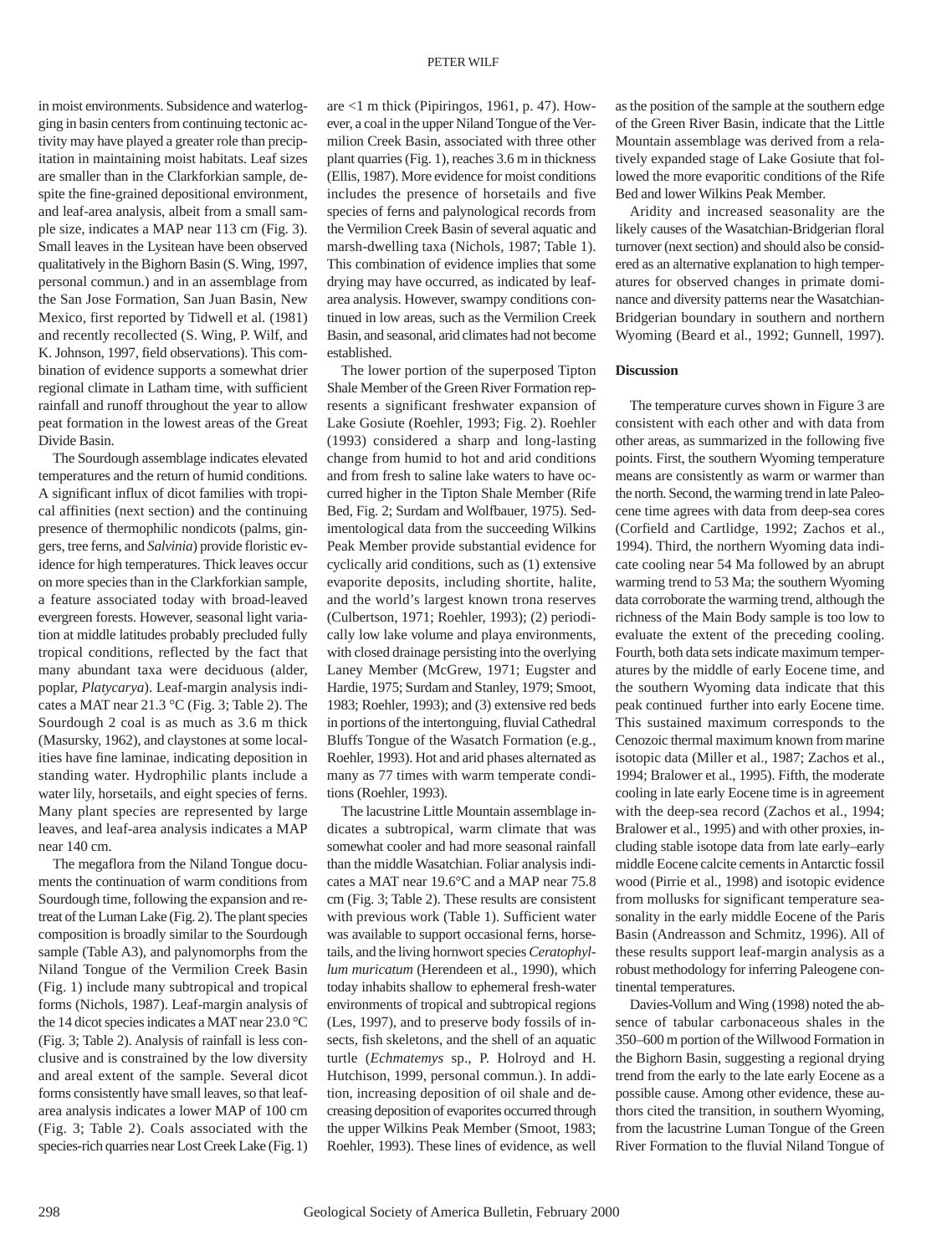in moist environments. Subsidence and waterlogging in basin centers from continuing tectonic activity may have played a greater role than precipitation in maintaining moist habitats. Leaf sizes are smaller than in the Clarkforkian sample, despite the fine-grained depositional environment, and leaf-area analysis, albeit from a small sample size, indicates a MAP near 113 cm (Fig. 3). Small leaves in the Lysitean have been observed qualitatively in the Bighorn Basin (S. Wing, 1997, personal commun.) and in an assemblage from the San Jose Formation, San Juan Basin, New Mexico, first reported by Tidwell et al. (1981) and recently recollected (S. Wing, P. Wilf, and K. Johnson, 1997, field observations). This combination of evidence supports a somewhat drier regional climate in Latham time, with sufficient rainfall and runoff throughout the year to allow peat formation in the lowest areas of the Great Divide Basin.

The Sourdough assemblage indicates elevated temperatures and the return of humid conditions. A significant influx of dicot families with tropical affinities (next section) and the continuing presence of thermophilic nondicots (palms, gingers, tree ferns, and *Salvinia*) provide floristic evidence for high temperatures. Thick leaves occur on more species than in the Clarkforkian sample, a feature associated today with broad-leaved evergreen forests. However, seasonal light variation at middle latitudes probably precluded fully tropical conditions, reflected by the fact that many abundant taxa were deciduous (alder, poplar, *Platycarya*). Leaf-margin analysis indicates a MAT near 21.3 °C (Fig. 3; Table 2). The Sourdough 2 coal is as much as 3.6 m thick (Masursky, 1962), and claystones at some localities have fine laminae, indicating deposition in standing water. Hydrophilic plants include a water lily, horsetails, and eight species of ferns. Many plant species are represented by large leaves, and leaf-area analysis indicates a MAP near 140 cm.

The megaflora from the Niland Tongue documents the continuation of warm conditions from Sourdough time, following the expansion and retreat of the Luman Lake (Fig. 2). The plant species composition is broadly similar to the Sourdough sample (Table A3), and palynomorphs from the Niland Tongue of the Vermilion Creek Basin (Fig. 1) include many subtropical and tropical forms (Nichols, 1987). Leaf-margin analysis of the 14 dicot species indicates a MAT near 23.0 °C (Fig. 3; Table 2). Analysis of rainfall is less conclusive and is constrained by the low diversity and areal extent of the sample. Several dicot forms consistently have small leaves, so that leaf-area analysis indicates a lower MAP of 100 cm (Fig. 3; Table 2). Coals associated with the species-rich quarries near Lost Creek Lake (Fig. 1) are <1 m thick (Pipiringos, 1961, p. 47). However, a coal in the upper Niland Tongue of the Vermilion Creek Basin, associated with three other plant quarries (Fig. 1), reaches 3.6 m in thickness (Ellis, 1987). More evidence for moist conditions includes the presence of horsetails and five species of ferns and palynological records from the Vermilion Creek Basin of several aquatic and marsh-dwelling taxa (Nichols, 1987; Table 1). This combination of evidence implies that some drying may have occurred, as indicated by leaf-area analysis. However, swampy conditions continued in low areas, such as the Vermilion Creek Basin, and seasonal, arid climates had not become established.

The lower portion of the superposed Tipton Shale Member of the Green River Formation represents a significant freshwater expansion of Lake Gosiute (Roehler, 1993; Fig. 2). Roehler (1993) considered a sharp and long-lasting change from humid to hot and arid conditions and from fresh to saline lake waters to have occurred higher in the Tipton Shale Member (Rife Bed, Fig. 2; Surdam and Wolfbauer, 1975). Sedimentological data from the succeeding Wilkins Peak Member provide substantial evidence for cyclically arid conditions, such as (1) extensive evaporite deposits, including shortite, halite, and the world's largest known trona reserves (Culbertson, 1971; Roehler, 1993); (2) periodically low lake volume and playa environments, with closed drainage persisting into the overlying Laney Member (McGrew, 1971; Eugster and Hardie, 1975; Surdam and Stanley, 1979; Smoot, 1983; Roehler, 1993); and (3) extensive red beds in portions of the intertonguing, fluvial Cathedral Bluffs Tongue of the Wasatch Formation (e.g., Roehler, 1993). Hot and arid phases alternated as many as 77 times with warm temperate conditions (Roehler, 1993).

The lacustrine Little Mountain assemblage indicates a subtropical, warm climate that was somewhat cooler and had more seasonal rainfall than the middle Wasatchian. Foliar analysis indicates a MAT near 19.6°C and a MAP near 75.8 cm (Fig. 3; Table 2). These results are consistent with previous work (Table 1). Sufficient water was available to support occasional ferns, horsetails, and the living hornwort species *Ceratophyllum muricatum* (Herendeen et al., 1990), which today inhabits shallow to ephemeral fresh-water environments of tropical and subtropical regions (Les, 1997), and to preserve body fossils of insects, fish skeletons, and the shell of an aquatic turtle (*Echmatemys* sp., P. Holroyd and H. Hutchison, 1999, personal commun.). In addition, increasing deposition of oil shale and decreasing deposition of evaporites occurred through the upper Wilkins Peak Member (Smoot, 1983; Roehler, 1993). These lines of evidence, as well as the position of the sample at the southern edge of the Green River Basin, indicate that the Little Mountain assemblage was derived from a relatively expanded stage of Lake Gosiute that followed the more evaporitic conditions of the Rife Bed and lower Wilkins Peak Member.

Aridity and increased seasonality are the likely causes of the Wasatchian-Bridgerian floral turnover (next section) and should also be considered as an alternative explanation to high temperatures for observed changes in primate dominance and diversity patterns near the Wasatchian-Bridgerian boundary in southern and northern Wyoming (Beard et al., 1992; Gunnell, 1997).

## Discussion

The temperature curves shown in Figure 3 are consistent with each other and with data from other areas, as summarized in the following five points. First, the southern Wyoming temperature means are consistently as warm or warmer than the north. Second, the warming trend in late Paleocene time agrees with data from deep-sea cores (Corfield and Cartlidge, 1992; Zachos et al., 1994). Third, the northern Wyoming data indicate cooling near 54 Ma followed by an abrupt warming trend to 53 Ma; the southern Wyoming data corroborate the warming trend, although the richness of the Main Body sample is too low to evaluate the extent of the preceding cooling. Fourth, both data sets indicate maximum temperatures by the middle of early Eocene time, and the southern Wyoming data indicate that this peak continued further into early Eocene time. This sustained maximum corresponds to the Cenozoic thermal maximum known from marine isotopic data (Miller et al., 1987; Zachos et al., 1994; Bralower et al., 1995). Fifth, the moderate cooling in late early Eocene time is in agreement with the deep-sea record (Zachos et al., 1994; Bralower et al., 1995) and with other proxies, including stable isotope data from late early–early middle Eocene calcite cements in Antarctic fossil wood (Pirrie et al., 1998) and isotopic evidence from mollusks for significant temperature seasonality in the early middle Eocene of the Paris Basin (Andreasson and Schmitz, 1996). All of these results support leaf-margin analysis as a robust methodology for inferring Paleogene continental temperatures.

Davies-Vollum and Wing (1998) noted the absence of tabular carbonaceous shales in the 350–600 m portion of the Willwood Formation in the Bighorn Basin, suggesting a regional drying trend from the early to the late early Eocene as a possible cause. Among other evidence, these authors cited the transition, in southern Wyoming, from the lacustrine Luman Tongue of the Green River Formation to the fluvial Niland Tongue of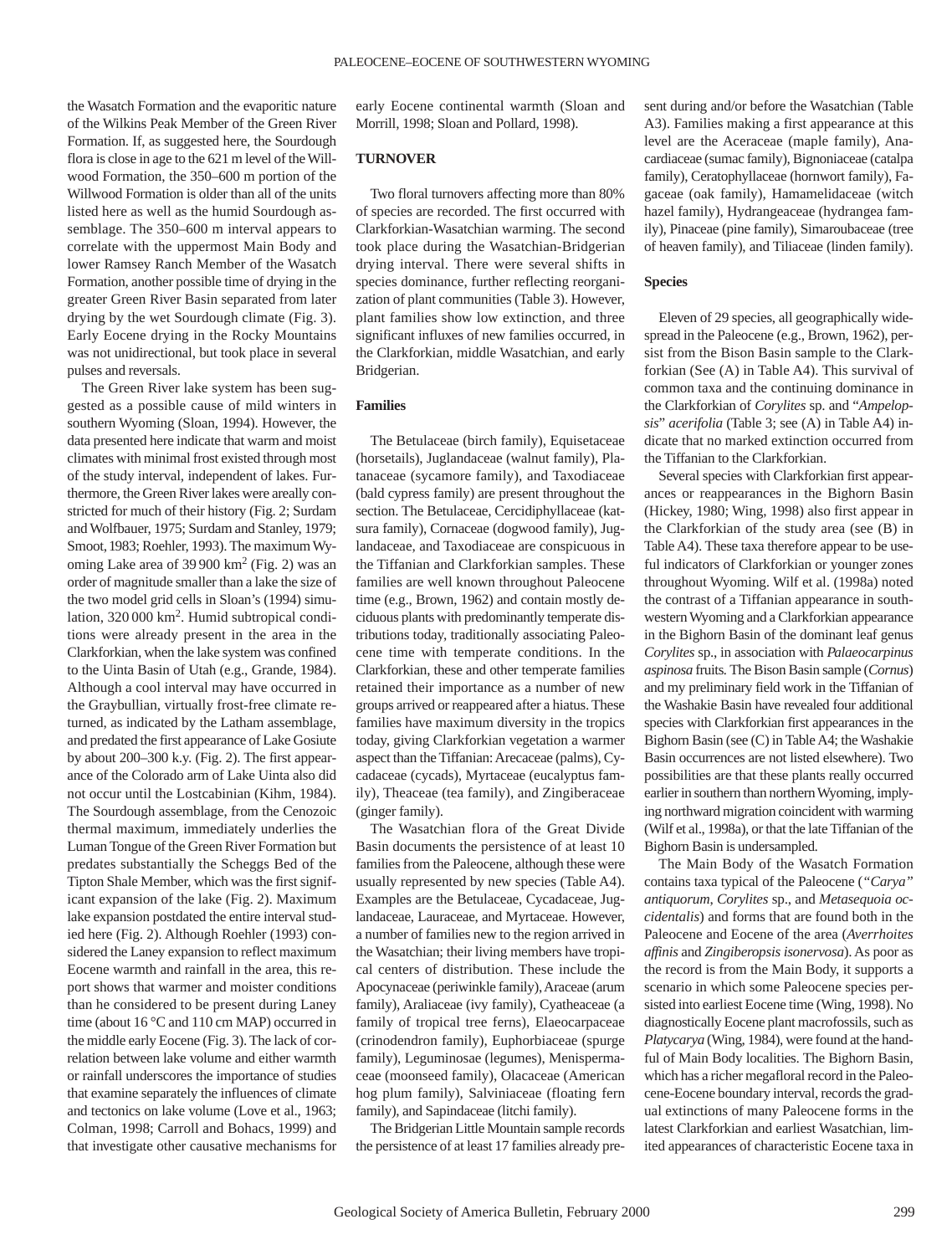the Wasatch Formation and the evaporitic nature of the Wilkins Peak Member of the Green River Formation. If, as suggested here, the Sourdough flora is close in age to the 621 m level of the Willwood Formation, the 350–600 m portion of the Willwood Formation is older than all of the units listed here as well as the humid Sourdough assemblage. The 350–600 m interval appears to correlate with the uppermost Main Body and lower Ramsey Ranch Member of the Wasatch Formation, another possible time of drying in the greater Green River Basin separated from later drying by the wet Sourdough climate (Fig. 3). Early Eocene drying in the Rocky Mountains was not unidirectional, but took place in several pulses and reversals.

The Green River lake system has been suggested as a possible cause of mild winters in southern Wyoming (Sloan, 1994). However, the data presented here indicate that warm and moist climates with minimal frost existed through most of the study interval, independent of lakes. Furthermore, the Green River lakes were areally constricted for much of their history (Fig. 2; Surdam and Wolfbauer, 1975; Surdam and Stanley, 1979; Smoot, 1983; Roehler, 1993). The maximum Wyoming Lake area of 39 900 km$^2$ (Fig. 2) was an order of magnitude smaller than a lake the size of the two model grid cells in Sloan's (1994) simulation, 320 000 km$^2$. Humid subtropical conditions were already present in the area in the Clarkforkian, when the lake system was confined to the Uinta Basin of Utah (e.g., Grande, 1984). Although a cool interval may have occurred in the Graybullian, virtually frost-free climate returned, as indicated by the Latham assemblage, and predated the first appearance of Lake Gosiute by about 200–300 k.y. (Fig. 2). The first appearance of the Colorado arm of Lake Uinta also did not occur until the Lostcabinian (Kihm, 1984). The Sourdough assemblage, from the Cenozoic thermal maximum, immediately underlies the Luman Tongue of the Green River Formation but predates substantially the Scheggs Bed of the Tipton Shale Member, which was the first significant expansion of the lake (Fig. 2). Maximum lake expansion postdated the entire interval studied here (Fig. 2). Although Roehler (1993) considered the Laney expansion to reflect maximum Eocene warmth and rainfall in the area, this report shows that warmer and moister conditions than he considered to be present during Laney time (about 16 °C and 110 cm MAP) occurred in the middle early Eocene (Fig. 3). The lack of correlation between lake volume and either warmth or rainfall underscores the importance of studies that examine separately the influences of climate and tectonics on lake volume (Love et al., 1963; Colman, 1998; Carroll and Bohacs, 1999) and that investigate other causative mechanisms for early Eocene continental warmth (Sloan and Morrill, 1998; Sloan and Pollard, 1998).

## TURNOVER

Two floral turnovers affecting more than 80% of species are recorded. The first occurred with Clarkforkian-Wasatchian warming. The second took place during the Wasatchian-Bridgerian drying interval. There were several shifts in species dominance, further reflecting reorganization of plant communities (Table 3). However, plant families show low extinction, and three significant influxes of new families occurred, in the Clarkforkian, middle Wasatchian, and early Bridgerian.

### Families

The Betulaceae (birch family), Equisetaceae (horsetails), Juglandaceae (walnut family), Platanaceae (sycamore family), and Taxodiaceae (bald cypress family) are present throughout the section. The Betulaceae, Cercidiphyllaceae (katsura family), Cornaceae (dogwood family), Juglandaceae, and Taxodiaceae are conspicuous in the Tiffanian and Clarkforkian samples. These families are well known throughout Paleocene time (e.g., Brown, 1962) and contain mostly deciduous plants with predominantly temperate distributions today, traditionally associating Paleocene time with temperate conditions. In the Clarkforkian, these and other temperate families retained their importance as a number of new groups arrived or reappeared after a hiatus. These families have maximum diversity in the tropics today, giving Clarkforkian vegetation a warmer aspect than the Tiffanian: Arecaceae (palms), Cycadaceae (cycads), Myrtaceae (eucalyptus family), Theaceae (tea family), and Zingiberaceae (ginger family).

The Wasatchian flora of the Great Divide Basin documents the persistence of at least 10 families from the Paleocene, although these were usually represented by new species (Table A4). Examples are the Betulaceae, Cycadaceae, Juglandaceae, Lauraceae, and Myrtaceae. However, a number of families new to the region arrived in the Wasatchian; their living members have tropical centers of distribution. These include the Apocynaceae (periwinkle family), Araceae (arum family), Araliaceae (ivy family), Cyatheaceae (a family of tropical tree ferns), Elaeocarpaceae (crinodendron family), Euphorbiaceae (spurge family), Leguminosae (legumes), Menispermaceae (moonseed family), Olacaceae (American hog plum family), Salviniaceae (floating fern family), and Sapindaceae (litchi family).

The Bridgerian Little Mountain sample records the persistence of at least 17 families already present during and/or before the Wasatchian (Table A3). Families making a first appearance at this level are the Aceraceae (maple family), Anacardiaceae (sumac family), Bignoniaceae (catalpa family), Ceratophyllaceae (hornwort family), Fagaceae (oak family), Hamamelidaceae (witch hazel family), Hydrangeaceae (hydrangea family), Pinaceae (pine family), Simaroubaceae (tree of heaven family), and Tiliaceae (linden family).

### Species

Eleven of 29 species, all geographically widespread in the Paleocene (e.g., Brown, 1962), persist from the Bison Basin sample to the Clarkforkian (See (A) in Table A4). This survival of common taxa and the continuing dominance in the Clarkforkian of *Corylites* sp. and "*Ampelopsis*" *acerifolia* (Table 3; see (A) in Table A4) indicate that no marked extinction occurred from the Tiffanian to the Clarkforkian.

Several species with Clarkforkian first appearances or reappearances in the Bighorn Basin (Hickey, 1980; Wing, 1998) also first appear in the Clarkforkian of the study area (see (B) in Table A4). These taxa therefore appear to be useful indicators of Clarkforkian or younger zones throughout Wyoming. Wilf et al. (1998a) noted the contrast of a Tiffanian appearance in southwestern Wyoming and a Clarkforkian appearance in the Bighorn Basin of the dominant leaf genus *Corylites* sp., in association with *Palaeocarpinus aspinosa* fruits. The Bison Basin sample (*Cornus*) and my preliminary field work in the Tiffanian of the Washakie Basin have revealed four additional species with Clarkforkian first appearances in the Bighorn Basin (see (C) in Table A4; the Washakie Basin occurrences are not listed elsewhere). Two possibilities are that these plants really occurred earlier in southern than northern Wyoming, implying northward migration coincident with warming (Wilf et al., 1998a), or that the late Tiffanian of the Bighorn Basin is undersampled.

The Main Body of the Wasatch Formation contains taxa typical of the Paleocene (*"Carya" antiquorum*, *Corylites* sp., and *Metasequoia occidentalis*) and forms that are found both in the Paleocene and Eocene of the area (*Averrhoites affinis* and *Zingiberopsis isonervosa*). As poor as the record is from the Main Body, it supports a scenario in which some Paleocene species persisted into earliest Eocene time (Wing, 1998). No diagnostically Eocene plant macrofossils, such as *Platycarya* (Wing, 1984), were found at the handful of Main Body localities. The Bighorn Basin, which has a richer megafloral record in the Paleocene-Eocene boundary interval, records the gradual extinctions of many Paleocene forms in the latest Clarkforkian and earliest Wasatchian, limited appearances of characteristic Eocene taxa in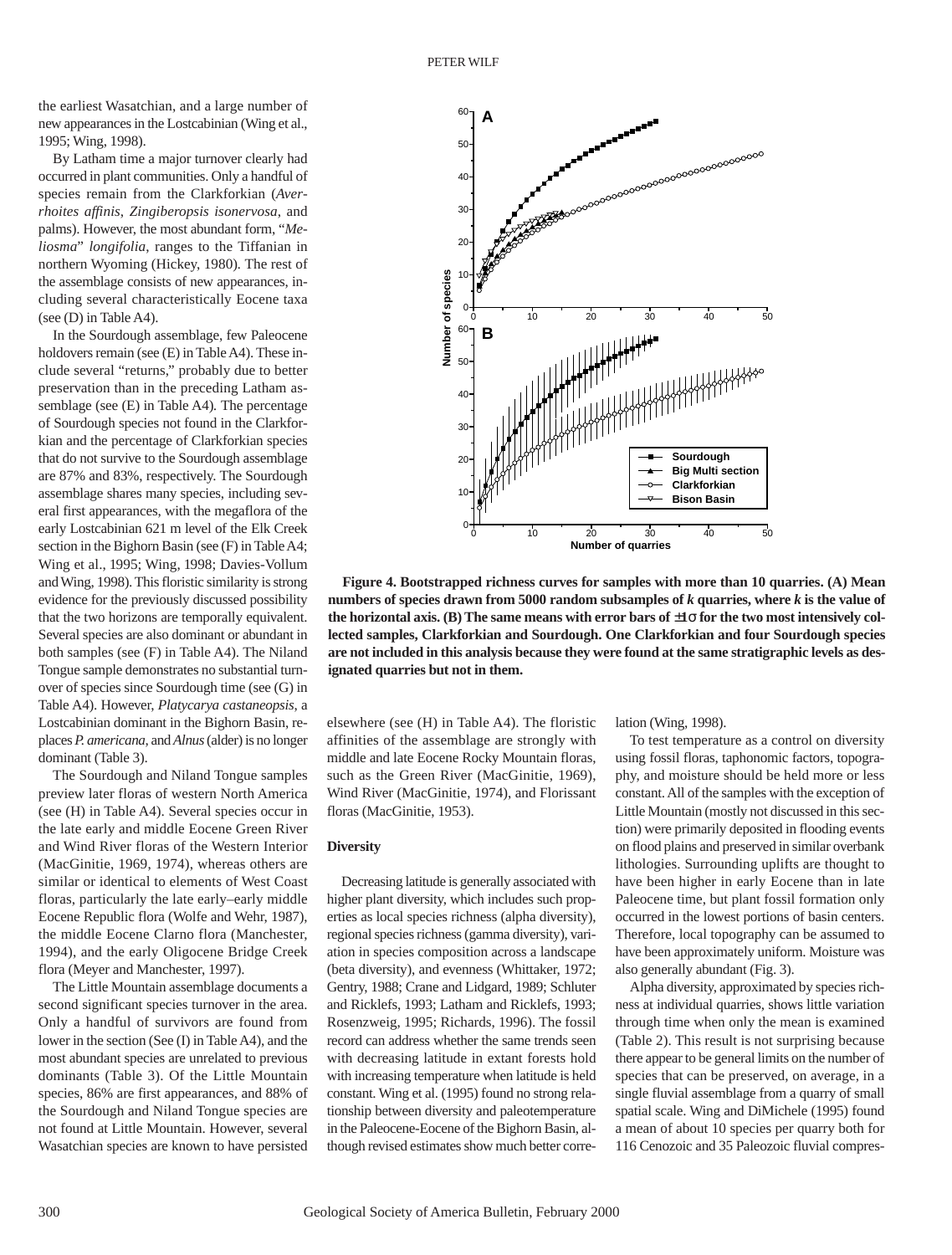the earliest Wasatchian, and a large number of new appearances in the Lostcabinian (Wing et al., 1995; Wing, 1998).

By Latham time a major turnover clearly had occurred in plant communities. Only a handful of species remain from the Clarkforkian (*Averrhoites affinis*, *Zingiberopsis isonervosa*, and palms). However, the most abundant form, "*Meliosma*" *longifolia*, ranges to the Tiffanian in northern Wyoming (Hickey, 1980). The rest of the assemblage consists of new appearances, including several characteristically Eocene taxa (see (D) in Table A4).

In the Sourdough assemblage, few Paleocene holdovers remain (see (E) in Table A4). These include several "returns," probably due to better preservation than in the preceding Latham assemblage (see (E) in Table A4). The percentage of Sourdough species not found in the Clarkforkian and the percentage of Clarkforkian species that do not survive to the Sourdough assemblage are 87% and 83%, respectively. The Sourdough assemblage shares many species, including several first appearances, with the megaflora of the early Lostcabinian 621 m level of the Elk Creek section in the Bighorn Basin (see (F) in Table A4; Wing et al., 1995; Wing, 1998; Davies-Vollum and Wing, 1998). This floristic similarity is strong evidence for the previously discussed possibility that the two horizons are temporally equivalent. Several species are also dominant or abundant in both samples (see (F) in Table A4). The Niland Tongue sample demonstrates no substantial turnover of species since Sourdough time (see (G) in Table A4). However, *Platycarya castaneopsis*, a Lostcabinian dominant in the Bighorn Basin, replaces *P. americana*, and *Alnus* (alder) is no longer dominant (Table 3).

The Sourdough and Niland Tongue samples preview later floras of western North America (see (H) in Table A4). Several species occur in the late early and middle Eocene Green River and Wind River floras of the Western Interior (MacGinitie, 1969, 1974), whereas others are similar or identical to elements of West Coast floras, particularly the late early–early middle Eocene Republic flora (Wolfe and Wehr, 1987), the middle Eocene Clarno flora (Manchester, 1994), and the early Oligocene Bridge Creek flora (Meyer and Manchester, 1997).

The Little Mountain assemblage documents a second significant species turnover in the area. Only a handful of survivors are found from lower in the section (See (I) in Table A4), and the most abundant species are unrelated to previous dominants (Table 3). Of the Little Mountain species, 86% are first appearances, and 88% of the Sourdough and Niland Tongue species are not found at Little Mountain. However, several Wasatchian species are known to have persisted elsewhere (see (H) in Table A4). The floristic affinities of the assemblage are strongly with middle and late Eocene Rocky Mountain floras, such as the Green River (MacGinitie, 1969), Wind River (MacGinitie, 1974), and Florissant floras (MacGinitie, 1953).

**Figure 4. Bootstrapped richness curves for samples with more than 10 quarries. (A) Mean numbers of species drawn from 5000 random subsamples of *k* quarries, where *k* is the value of the horizontal axis. (B) The same means with error bars of ±1σ for the two most intensively collected samples, Clarkforkian and Sourdough. One Clarkforkian and four Sourdough species are not included in this analysis because they were found at the same stratigraphic levels as designated quarries but not in them.**

### Diversity

Decreasing latitude is generally associated with higher plant diversity, which includes such properties as local species richness (alpha diversity), regional species richness (gamma diversity), variation in species composition across a landscape (beta diversity), and evenness (Whittaker, 1972; Gentry, 1988; Crane and Lidgard, 1989; Schluter and Ricklefs, 1993; Latham and Ricklefs, 1993; Rosenzweig, 1995; Richards, 1996). The fossil record can address whether the same trends seen with decreasing latitude in extant forests hold with increasing temperature when latitude is held constant. Wing et al. (1995) found no strong relationship between diversity and paleotemperature in the Paleocene-Eocene of the Bighorn Basin, although revised estimates show much better correlation (Wing, 1998).

To test temperature as a control on diversity using fossil floras, taphonomic factors, topography, and moisture should be held more or less constant. All of the samples with the exception of Little Mountain (mostly not discussed in this section) were primarily deposited in flooding events on flood plains and preserved in similar overbank lithologies. Surrounding uplifts are thought to have been higher in early Eocene than in late Paleocene time, but plant fossil formation only occurred in the lowest portions of basin centers. Therefore, local topography can be assumed to have been approximately uniform. Moisture was also generally abundant (Fig. 3).

Alpha diversity, approximated by species richness at individual quarries, shows little variation through time when only the mean is examined (Table 2). This result is not surprising because there appear to be general limits on the number of species that can be preserved, on average, in a single fluvial assemblage from a quarry of small spatial scale. Wing and DiMichele (1995) found a mean of about 10 species per quarry both for 116 Cenozoic and 35 Paleozoic fluvial compres-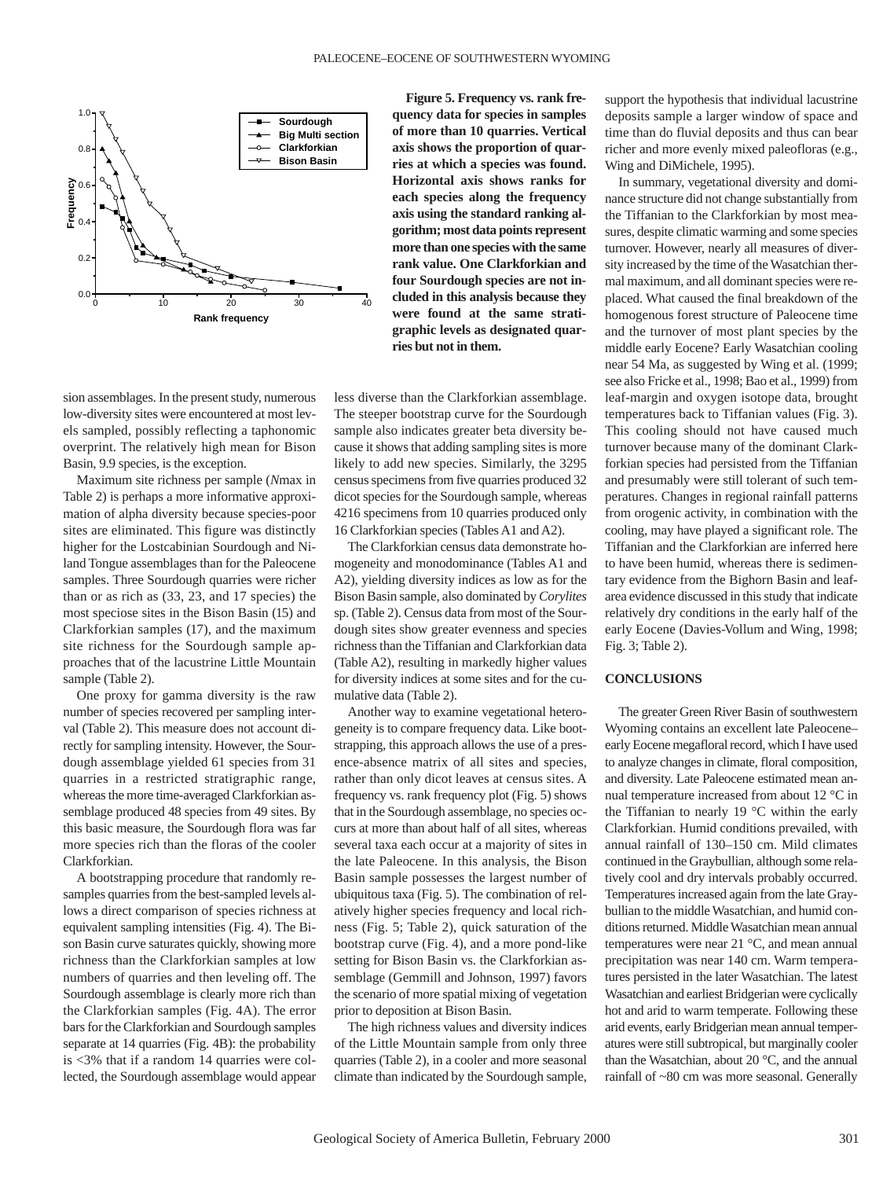**Figure 5. Frequency vs. rank frequency data for species in samples of more than 10 quarries. Vertical axis shows the proportion of quarries at which a species was found. Horizontal axis shows ranks for each species along the frequency axis using the standard ranking algorithm; most data points represent more than one species with the same rank value. One Clarkforkian and four Sourdough species are not included in this analysis because they were found at the same stratigraphic levels as designated quarries but not in them.**

sion assemblages. In the present study, numerous low-diversity sites were encountered at most levels sampled, possibly reflecting a taphonomic overprint. The relatively high mean for Bison Basin, 9.9 species, is the exception.

Maximum site richness per sample (*N*max in Table 2) is perhaps a more informative approximation of alpha diversity because species-poor sites are eliminated. This figure was distinctly higher for the Lostcabinian Sourdough and Niland Tongue assemblages than for the Paleocene samples. Three Sourdough quarries were richer than or as rich as (33, 23, and 17 species) the most speciose sites in the Bison Basin (15) and Clarkforkian samples (17), and the maximum site richness for the Sourdough sample approaches that of the lacustrine Little Mountain sample (Table 2).

One proxy for gamma diversity is the raw number of species recovered per sampling interval (Table 2). This measure does not account directly for sampling intensity. However, the Sourdough assemblage yielded 61 species from 31 quarries in a restricted stratigraphic range, whereas the more time-averaged Clarkforkian assemblage produced 48 species from 49 sites. By this basic measure, the Sourdough flora was far more species rich than the floras of the cooler Clarkforkian.

A bootstrapping procedure that randomly resamples quarries from the best-sampled levels allows a direct comparison of species richness at equivalent sampling intensities (Fig. 4). The Bison Basin curve saturates quickly, showing more richness than the Clarkforkian samples at low numbers of quarries and then leveling off. The Sourdough assemblage is clearly more rich than the Clarkforkian samples (Fig. 4A). The error bars for the Clarkforkian and Sourdough samples separate at 14 quarries (Fig. 4B): the probability is <3% that if a random 14 quarries were collected, the Sourdough assemblage would appear less diverse than the Clarkforkian assemblage. The steeper bootstrap curve for the Sourdough sample also indicates greater beta diversity because it shows that adding sampling sites is more likely to add new species. Similarly, the 3295 census specimens from five quarries produced 32 dicot species for the Sourdough sample, whereas 4216 specimens from 10 quarries produced only 16 Clarkforkian species (Tables A1 and A2).

The Clarkforkian census data demonstrate homogeneity and monodominance (Tables A1 and A2), yielding diversity indices as low as for the Bison Basin sample, also dominated by *Corylites* sp. (Table 2). Census data from most of the Sourdough sites show greater evenness and species richness than the Tiffanian and Clarkforkian data (Table A2), resulting in markedly higher values for diversity indices at some sites and for the cumulative data (Table 2).

Another way to examine vegetational heterogeneity is to compare frequency data. Like bootstrapping, this approach allows the use of a presence-absence matrix of all sites and species, rather than only dicot leaves at census sites. A frequency vs. rank frequency plot (Fig. 5) shows that in the Sourdough assemblage, no species occurs at more than about half of all sites, whereas several taxa each occur at a majority of sites in the late Paleocene. In this analysis, the Bison Basin sample possesses the largest number of ubiquitous taxa (Fig. 5). The combination of relatively higher species frequency and local richness (Fig. 5; Table 2), quick saturation of the bootstrap curve (Fig. 4), and a more pond-like setting for Bison Basin vs. the Clarkforkian assemblage (Gemmill and Johnson, 1997) favors the scenario of more spatial mixing of vegetation prior to deposition at Bison Basin.

The high richness values and diversity indices of the Little Mountain sample from only three quarries (Table 2), in a cooler and more seasonal climate than indicated by the Sourdough sample, support the hypothesis that individual lacustrine deposits sample a larger window of space and time than do fluvial deposits and thus can bear richer and more evenly mixed paleofloras (e.g., Wing and DiMichele, 1995).

In summary, vegetational diversity and dominance structure did not change substantially from the Tiffanian to the Clarkforkian by most measures, despite climatic warming and some species turnover. However, nearly all measures of diversity increased by the time of the Wasatchian thermal maximum, and all dominant species were replaced. What caused the final breakdown of the homogenous forest structure of Paleocene time and the turnover of most plant species by the middle early Eocene? Early Wasatchian cooling near 54 Ma, as suggested by Wing et al. (1999; see also Fricke et al., 1998; Bao et al., 1999) from leaf-margin and oxygen isotope data, brought temperatures back to Tiffanian values (Fig. 3). This cooling should not have caused much turnover because many of the dominant Clarkforkian species had persisted from the Tiffanian and presumably were still tolerant of such temperatures. Changes in regional rainfall patterns from orogenic activity, in combination with the cooling, may have played a significant role. The Tiffanian and the Clarkforkian are inferred here to have been humid, whereas there is sedimentary evidence from the Bighorn Basin and leaf-area evidence discussed in this study that indicate relatively dry conditions in the early half of the early Eocene (Davies-Vollum and Wing, 1998; Fig. 3; Table 2).

## CONCLUSIONS

The greater Green River Basin of southwestern Wyoming contains an excellent late Paleocene–early Eocene megafloral record, which I have used to analyze changes in climate, floral composition, and diversity. Late Paleocene estimated mean annual temperature increased from about 12 °C in the Tiffanian to nearly 19 °C within the early Clarkforkian. Humid conditions prevailed, with annual rainfall of 130–150 cm. Mild climates continued in the Graybullian, although some relatively cool and dry intervals probably occurred. Temperatures increased again from the late Graybullian to the middle Wasatchian, and humid conditions returned. Middle Wasatchian mean annual temperatures were near 21 °C, and mean annual precipitation was near 140 cm. Warm temperatures persisted in the later Wasatchian. The latest Wasatchian and earliest Bridgerian were cyclically hot and arid to warm temperate. Following these arid events, early Bridgerian mean annual temperatures were still subtropical, but marginally cooler than the Wasatchian, about 20 °C, and the annual rainfall of ~80 cm was more seasonal. Generally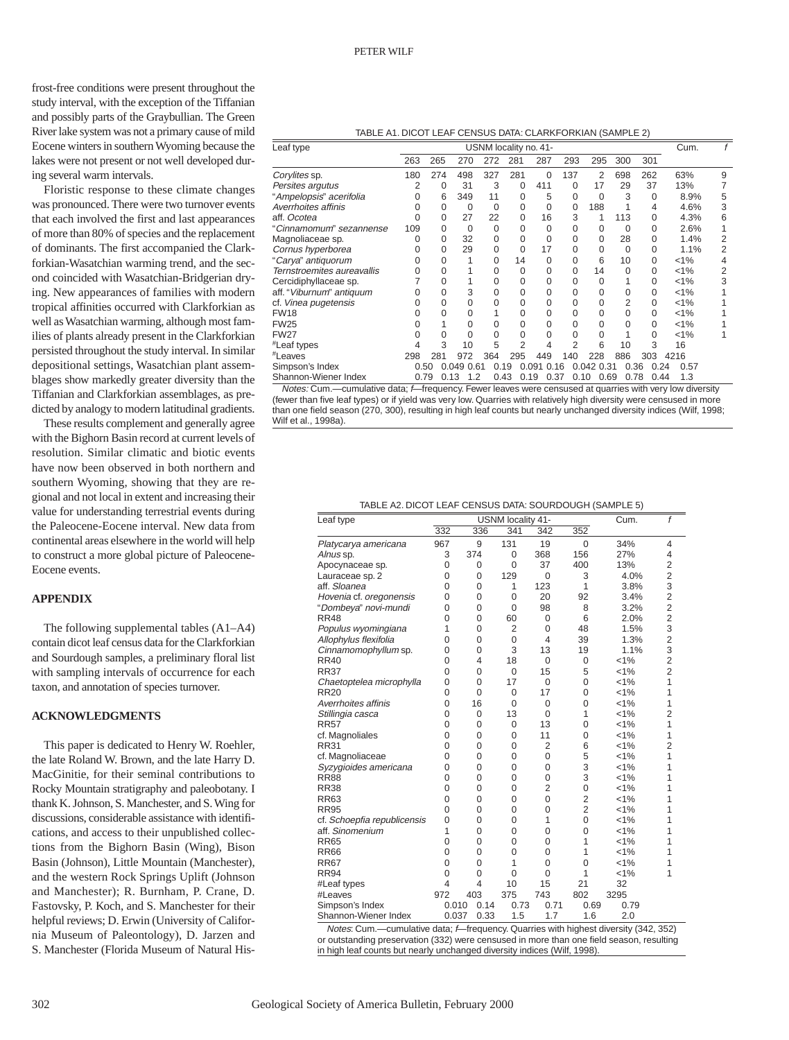frost-free conditions were present throughout the study interval, with the exception of the Tiffanian and possibly parts of the Graybullian. The Green River lake system was not a primary cause of mild Eocene winters in southern Wyoming because the lakes were not present or not well developed during several warm intervals.

Floristic response to these climate changes was pronounced. There were two turnover events that each involved the first and last appearances of more than 80% of species and the replacement of dominants. The first accompanied the Clarkforkian-Wasatchian warming trend, and the second coincided with Wasatchian-Bridgerian drying. New appearances of families with modern tropical affinities occurred with Clarkforkian as well as Wasatchian warming, although most families of plants already present in the Clarkforkian persisted throughout the study interval. In similar depositional settings, Wasatchian plant assemblages show markedly greater diversity than the Tiffanian and Clarkforkian assemblages, as predicted by analogy to modern latitudinal gradients.

These results complement and generally agree with the Bighorn Basin record at current levels of resolution. Similar climatic and biotic events have now been observed in both northern and southern Wyoming, showing that they are regional and not local in extent and increasing their value for understanding terrestrial events during the Paleocene-Eocene interval. New data from continental areas elsewhere in the world will help to construct a more global picture of Paleocene-Eocene events.

## APPENDIX

The following supplemental tables (A1–A4) contain dicot leaf census data for the Clarkforkian and Sourdough samples, a preliminary floral list with sampling intervals of occurrence for each taxon, and annotation of species turnover.

## ACKNOWLEDGMENTS

This paper is dedicated to Henry W. Roehler, the late Roland W. Brown, and the late Harry D. MacGinitie, for their seminal contributions to Rocky Mountain stratigraphy and paleobotany. I thank K. Johnson, S. Manchester, and S. Wing for discussions, considerable assistance with identifications, and access to their unpublished collections from the Bighorn Basin (Wing), Bison Basin (Johnson), Little Mountain (Manchester), and the western Rock Springs Uplift (Johnson and Manchester); R. Burnham, P. Crane, D. Fastovsky, P. Koch, and S. Manchester for their helpful reviews; D. Erwin (University of California Museum of Paleontology), D. Jarzen and S. Manchester (Florida Museum of Natural His-

TABLE A1. DICOT LEAF CENSUS DATA: CLARKFORKIAN (SAMPLE 2)

| Leaf type | USNM locality no. 41- | | | | | | | | | | Cum. | *f* |
|---|---|---|---|---|---|---|---|---|---|---|---|---|
| | 263 | 265 | 270 | 272 | 281 | 287 | 293 | 295 | 300 | 301 | | |
| *Corylites* sp. | 180 | 274 | 498 | 327 | 281 | 0 | 137 | 2 | 698 | 262 | 63% | 9 |
| *Persites argutus* | 2 | 0 | 31 | 3 | 0 | 411 | 0 | 17 | 29 | 37 | 13% | 7 |
| "*Ampelopsis*" *acerifolia* | 0 | 6 | 349 | 11 | 0 | 5 | 0 | 0 | 3 | 0 | 8.9% | 5 |
| *Averrhoites affinis* | 0 | 0 | 0 | 0 | 0 | 0 | 0 | 188 | 1 | 4 | 4.6% | 3 |
| aff. *Ocotea* | 0 | 0 | 27 | 22 | 0 | 16 | 3 | 1 | 113 | 0 | 4.3% | 6 |
| "*Cinnamomum*" *sezannense* | 109 | 0 | 0 | 0 | 0 | 0 | 0 | 0 | 0 | 0 | 2.6% | 1 |
| Magnoliaceae sp. | 0 | 0 | 32 | 0 | 0 | 0 | 0 | 0 | 28 | 0 | 1.4% | 2 |
| *Cornus hyperborea* | 0 | 0 | 29 | 0 | 0 | 17 | 0 | 0 | 0 | 0 | 1.1% | 2 |
| "*Carya*" *antiquorum* | 0 | 0 | 1 | 0 | 14 | 0 | 0 | 6 | 10 | 0 | <1% | 4 |
| *Ternstroemites aureavallis* | 0 | 0 | 1 | 0 | 0 | 0 | 0 | 14 | 0 | 0 | <1% | 2 |
| Cercidiphyllaceae sp. | 7 | 0 | 1 | 0 | 0 | 0 | 0 | 0 | 1 | 0 | <1% | 3 |
| aff. "*Viburnum*" *antiquum* | 0 | 0 | 3 | 0 | 0 | 0 | 0 | 0 | 0 | 0 | <1% | 1 |
| cf. *Vinea pugetensis* | 0 | 0 | 0 | 0 | 0 | 0 | 0 | 0 | 2 | 0 | <1% | 1 |
| FW18 | 0 | 0 | 0 | 1 | 0 | 0 | 0 | 0 | 0 | 0 | <1% | 1 |
| FW25 | 0 | 1 | 0 | 0 | 0 | 0 | 0 | 0 | 0 | 0 | <1% | 1 |
| FW27 | 0 | 0 | 0 | 0 | 0 | 0 | 0 | 0 | 1 | 0 | <1% | 1 |
| #Leaf types | 4 | 3 | 10 | 5 | 2 | 4 | 2 | 6 | 10 | 3 | 16 | |
| #Leaves | 298 | 281 | 972 | 364 | 295 | 449 | 140 | 228 | 886 | 303 | 4216 | |
| Simpson's Index | 0.50 | 0.049 | 0.61 | 0.19 | 0.091 | 0.16 | 0.042 | 0.31 | 0.36 | 0.24 | 0.57 | |
| Shannon-Wiener Index | 0.79 | 0.13 | 1.2 | 0.43 | 0.19 | 0.37 | 0.10 | 0.69 | 0.78 | 0.44 | 1.3 | |

*Notes:* Cum.—cumulative data; *f*—frequency. Fewer leaves were censused at quarries with very low diversity (fewer than five leaf types) or if yield was very low. Quarries with relatively high diversity were censused in more than one field season (270, 300), resulting in high leaf counts but nearly unchanged diversity indices (Wilf, 1998; Wilf et al., 1998a).

TABLE A2. DICOT LEAF CENSUS DATA: SOURDOUGH (SAMPLE 5)

| Leaf type | USNM locality 41- | | | | | Cum. | *f* |
|---|---|---|---|---|---|---|---|
| | 332 | 336 | 341 | 342 | 352 | | |
| *Platycarya americana* | 967 | 9 | 131 | 19 | 0 | 34% | 4 |
| *Alnus* sp. | 3 | 374 | 0 | 368 | 156 | 27% | 4 |
| Apocynaceae sp. | 0 | 0 | 0 | 37 | 400 | 13% | 2 |
| Lauraceae sp. 2 | 0 | 0 | 129 | 0 | 3 | 4.0% | 2 |
| aff. *Sloanea* | 0 | 0 | 1 | 123 | 1 | 3.8% | 3 |
| *Hovenia* cf. *oregonensis* | 0 | 0 | 0 | 20 | 92 | 3.4% | 2 |
| "*Dombeya*" *novi-mundi* | 0 | 0 | 0 | 98 | 8 | 3.2% | 2 |
| RR48 | 0 | 0 | 60 | 0 | 6 | 2.0% | 2 |
| *Populus wyomingiana* | 1 | 0 | 2 | 0 | 48 | 1.5% | 3 |
| *Allophylus flexifolia* | 0 | 0 | 0 | 4 | 39 | 1.3% | 2 |
| *Cinnamomophyllum* sp. | 0 | 0 | 3 | 13 | 19 | 1.1% | 3 |
| RR40 | 0 | 4 | 18 | 0 | 0 | <1% | 2 |
| RR37 | 0 | 0 | 0 | 15 | 5 | <1% | 2 |
| *Chaetoptelea microphylla* | 0 | 0 | 17 | 0 | 0 | <1% | 1 |
| RR20 | 0 | 0 | 0 | 17 | 0 | <1% | 1 |
| *Averrhoites affinis* | 0 | 16 | 0 | 0 | 0 | <1% | 1 |
| *Stillingia casca* | 0 | 0 | 13 | 0 | 1 | <1% | 2 |
| RR57 | 0 | 0 | 0 | 13 | 0 | <1% | 1 |
| cf. Magnoliales | 0 | 0 | 0 | 11 | 0 | <1% | 1 |
| RR31 | 0 | 0 | 0 | 2 | 6 | <1% | 2 |
| cf. Magnoliaceae | 0 | 0 | 0 | 0 | 5 | <1% | 1 |
| *Syzygioides americana* | 0 | 0 | 0 | 0 | 3 | <1% | 1 |
| RR88 | 0 | 0 | 0 | 0 | 3 | <1% | 1 |
| RR38 | 0 | 0 | 0 | 2 | 0 | <1% | 1 |
| RR63 | 0 | 0 | 0 | 0 | 2 | <1% | 1 |
| RR95 | 0 | 0 | 0 | 0 | 2 | <1% | 1 |
| cf. *Schoepfia republicensis* | 0 | 0 | 0 | 1 | 0 | <1% | 1 |
| aff. *Sinomenium* | 1 | 0 | 0 | 0 | 0 | <1% | 1 |
| RR65 | 0 | 0 | 0 | 0 | 1 | <1% | 1 |
| RR66 | 0 | 0 | 0 | 0 | 1 | <1% | 1 |
| RR67 | 0 | 0 | 1 | 0 | 0 | <1% | 1 |
| RR94 | 0 | 0 | 0 | 0 | 1 | <1% | 1 |
| #Leaf types | 4 | 4 | 10 | 15 | 21 | 32 | |
| #Leaves | 972 | 403 | 375 | 743 | 802 | 3295 | |
| Simpson's Index | 0.010 | 0.14 | 0.73 | 0.71 | 0.69 | 0.79 | |
| Shannon-Wiener Index | 0.037 | 0.33 | 1.5 | 1.7 | 1.6 | 2.0 | |

*Notes*: Cum.—cumulative data; *f*—frequency. Quarries with highest diversity (342, 352) or outstanding preservation (332) were censused in more than one field season, resulting in high leaf counts but nearly unchanged diversity indices (Wilf, 1998).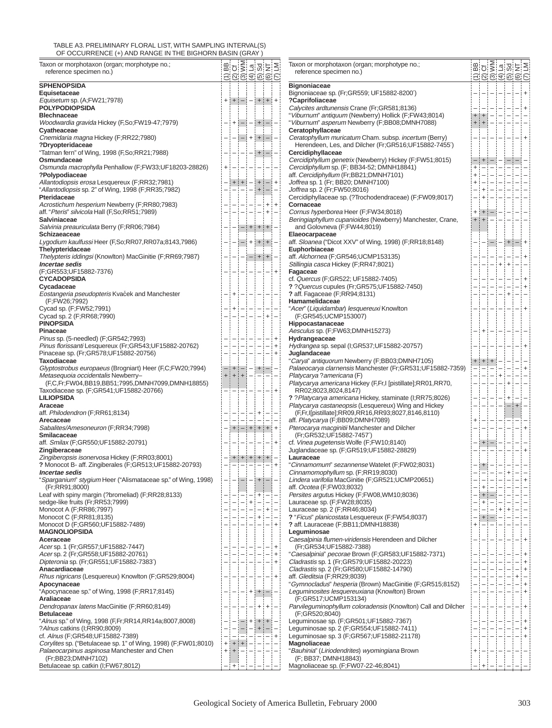TABLE A3. PRELIMINARY FLORAL LIST, WITH SAMPLING INTERVAL(S) OF OCCURRENCE (+) AND RANGE IN THE BIGHORN BASIN (GRAY)

| Taxon or morphotaxon (organ; morphotype no.; reference specimen no.) | (1) BB | (2) Cf | (3) WM | (4) La | (5) Sd | (6) NT | (7) LM |
|---|---|---|---|---|---|---|---|
| **SPHENOPSIDA** | | | | | | | |
| **Equisetaceae** | | | | | | | |
| *Equisetum* sp. (A;FW21;7978) | + | + | – | – | + | + | + |
| **POLYPODIOPSIDA** | | | | | | | |
| **Blechnaceae** | | | | | | | |
| *Woodwardia gravida* Hickey (F,So;FW19-47;7979) | – | + | – | – | + | – | – |
| **Cyatheaceae** | | | | | | | |
| *Cnemidaria magna* Hickey (F;RR22;7980) | – | – | – | + | + | – | – |
| **?Dryopteridaceae** | | | | | | | |
| "Tatman fern" of Wing, 1998 (F,So;RR21;7988) | – | – | – | – | + | – | – |
| **Osmundaceae** | | | | | | | |
| *Osmunda macrophylla* Penhallow (F;FW33;UF18203-28826) | + | – | – | – | – | – | – |
| **?Polypodiaceae** | | | | | | | |
| *Allantodiopsis erosa* Lesquereux (F;RR32;7981) | – | + | + | – | + | – | + |
| "*Allantodiopsis* sp. 2" of Wing, 1998 (F;RR35;7982) | – | – | – | – | + | – | – |
| **Pteridaceae** | | | | | | | |
| *Acrostichum hesperium* Newberry (F;RR80;7983) | – | – | – | – | – | + | + |
| aff. "*Pteris*" *silvicola* Hall (F,So;RR51;7989) | – | – | – | – | – | + | – |
| **Salviniaceae** | | | | | | | |
| *Salvinia preauriculata* Berry (F;RR06;7984) | – | – | – | + | + | + | – |
| **Schizaeaceae** | | | | | | | |
| *Lygodium kaulfussi* Heer (F,So;RR07,RR07a;8143,7986) | – | – | – | + | + | + | – |
| **Thelypteridaceae** | | | | | | | |
| *Thelypteris iddingsi* (Knowlton) MacGinitie (F;RR69;7987) | – | – | – | – | + | + | – |
| ***Incertae sedis*** | | | | | | | |
| (F;GR553;UF15882-7376) | – | – | – | – | – | – | + |
| **CYCADOPSIDA** | | | | | | | |
| **Cycadaceae** | | | | | | | |
| *Eostangeria pseudopteris* Kvaček and Manchester (F;FW26;7992) | – | + | – | – | – | – | – |
| Cycad sp. (F;FW52;7991) | – | + | – | – | – | – | – |
| Cycad sp. 2 (F;RR68;7990) | – | – | – | – | – | + | – |
| **PINOPSIDA** | | | | | | | |
| **Pinaceae** | | | | | | | |
| *Pinus* sp. (5-needled) (F;GR542;7993) | – | – | – | – | – | – | + |
| *Pinus florissanti* Lesquereux (Fr;GR543;UF15882-20762) | – | – | – | – | – | – | + |
| Pinaceae sp. (Fr;GR578;UF15882-20756) | – | – | – | – | – | – | + |
| **Taxodiaceae** | | | | | | | |
| *Glyptostrobus europaeus* (Brogniart) Heer (F,C;FW20;7994) | – | + | – | – | + | – | – |
| *Metasequoia occidentalis* Newberry– (F,C,Fr;FW04,BB19,BB51;7995,DMNH7099,DMNH18855) | + | + | + | – | – | – | – |
| Taxodiaceae sp. (Fr;GR541;UF15882-20766) | – | – | – | – | – | – | + |
| **LILIOPSIDA** | | | | | | | |
| **Araceae** | | | | | | | |
| aff. *Philodendron* (F;RR61;8134) | – | – | – | – | + | – | – |
| **Arecaceae** | | | | | | | |
| *Sabalites/Amesoneuron* (F;RR34;7998) | – | + | – | + | + | + | + |
| **Smilacaceae** | | | | | | | |
| aff. *Smilax* (F;GR550;UF15882-20791) | – | – | – | – | – | – | + |
| **Zingiberaceae** | | | | | | | |
| *Zingiberopsis isonervosa* Hickey (F;RR03;8001) | – | + | + | + | + | + | – |
| **?** Monocot B- aff. Zingiberales (F;GR513;UF15882-20793) | – | – | – | – | – | – | + |
| ***Incertae sedis*** | | | | | | | |
| "*Sparganium*" *stygium* Heer ("Alismataceae sp." of Wing, 1998) (Fr;RR91;8000) | – | – | – | – | + | – | – |
| Leaf with spiny margin (?bromeliad) (F;RR28;8133) | – | – | – | – | + | – | – |
| sedge-like fruits (Fr;RR53;7999) | – | – | – | + | – | – | – |
| Monocot A (F;RR86;7997) | – | – | – | – | – | + | – |
| Monocot C (F;RR81;8135) | – | – | – | – | + | – | – |
| Monocot D (F;GR560;UF15882-7489) | – | – | – | – | – | – | + |
| **MAGNOLIOPSIDA** | | | | | | | |
| **Aceraceae** | | | | | | | |
| *Acer* sp. 1 (Fr;GR557;UF15882-7447) | – | – | – | – | – | – | + |
| *Acer* sp. 2 (Fr;GR558;UF15882-20761) | – | – | – | – | – | – | + |
| *Dipteronia* sp. (Fr;GR551;UF15882-7383´) | – | – | – | – | – | – | + |
| **Anacardiaceae** | | | | | | | |
| *Rhus nigricans* (Lesquereux) Knowlton (F;GR529;8004) | – | – | – | – | – | – | + |
| **Apocynaceae** | | | | | | | |
| "Apocynaceae sp." of Wing, 1998 (F;RR17;8145) | – | – | – | + | + | – | – |
| **Araliaceae** | | | | | | | |
| *Dendropanax latens* MacGinitie (F;RR60;8149) | – | – | – | – | + | + | – |
| **Betulaceae** | | | | | | | |
| "*Alnus* sp." of Wing, 1998 (F,Fr;RR14,RR14a;8007,8008) | – | – | – | + | + | + | – |
| ?*Alnus* catkins (I;RR90;8009) | – | – | – | – | + | – | – |
| cf. *Alnus* (F;GR548;UF15882-7389) | – | – | – | – | – | – | + |
| *Corylites* sp. ("Betulaceae sp. 1" of Wing, 1998) (F;FW01;8010) | + | + | + | – | – | – | – |
| *Palaeocarpinus aspinosa* Manchester and Chen (Fr;BB23;DMNH7102) | + | + | – | – | – | – | – |
| Betulaceae sp. catkin (I;FW67;8012) | – | + | – | – | – | – | – |
| **Bignoniaceae** | | | | | | | |
| Bignoniaceae sp. (Fr;GR559; UF15882-8200´) | – | – | – | – | – | – | + |
| **?Caprifoliaceae** | | | | | | | |
| *Calycites ardtunensis* Crane (Fr;GR581;8136) | – | – | – | – | – | – | + |
| "*Viburnum*" *antiquum* (Newberry) Hollick (F;FW43;8014) | + | + | – | – | – | – | – |
| "*Viburnum*" *asperum* Newberry (F;BB08;DMNH7088) | + | + | – | – | – | – | – |
| **Ceratophyllaceae** | | | | | | | |
| *Ceratophyllum muricatum* Cham. subsp. *incertum* (Berry) Herendeen, Les, and Dilcher (Fr;GR516;UF15882-7455´) | – | – | – | – | – | – | + |
| **Cercidiphyllaceae** | | | | | | | |
| *Cercidiphyllum genetrix* (Newberry) Hickey (F;FW51;8015) | – | + | – | – | – | – | – |
| *Cercidiphyllum* sp. (F; BB34-52; DMNH18841) | + | – | – | – | – | – | – |
| aff. *Cercidiphyllum* (Fr;BB21;DMNH7101) | + | – | – | – | – | – | – |
| *Joffrea* sp. 1 (Fr; BB20; DMNH7100) | + | – | – | – | – | – | – |
| *Joffrea* sp. 2 (Fr;FW50;8016) | – | + | – | – | – | – | – |
| Cercidiphyllaceae sp. (?Trochodendraceae) (F;FW09;8017) | – | + | – | – | – | – | – |
| **Cornaceae** | | | | | | | |
| *Cornus hyperborea* Heer (F;FW34;8018) | + | + | – | – | – | – | – |
| *Beringiaphyllum cupanioides* (Newberry) Manchester, Crane, and Golovneva (F;FW44;8019) | + | + | – | – | – | – | – |
| **Elaeocarpaceae** | | | | | | | |
| aff. *Sloanea* ("Dicot XXV" of Wing, 1998) (F;RR18;8148) | – | – | – | – | + | – | + |
| **Euphorbiaceae** | | | | | | | |
| aff. *Alchornea* (F;GR546;UCMP153135) | – | – | – | – | – | – | + |
| *Stillingia casca* Hickey (F;RR47;8021) | – | – | – | + | + | – | – |
| **Fagaceae** | | | | | | | |
| cf. *Quercus* (F;GR522; UF15882-7405) | – | – | – | – | – | – | + |
| **?** ?*Quercus* cupules (Fr;GR575;UF15882-7450) | – | – | – | – | – | – | + |
| **?** aff. Fagaceae (F;RR94;8131) | – | – | – | – | + | – | – |
| **Hamamelidaceae** | | | | | | | |
| "*Acer*" (*Liquidambar*) *lesquereuxi* Knowlton (F;GR545;UCMP153007) | – | – | – | – | – | – | + |
| **Hippocastanaceae** | | | | | | | |
| *Aesculus* sp. (F;FW63;DMNH15273) | – | + | – | – | – | – | – |
| **Hydrangeaceae** | | | | | | | |
| *Hydrangea* sp. sepal (I;GR537;UF15882-20757) | – | – | – | – | – | – | + |
| **Juglandaceae** | | | | | | | |
| "*Carya*" *antiquorum* Newberry (F;BB03;DMNH7105) | + | + | + | – | – | – | – |
| *Palaeocarya clarnensis* Manchester (Fr;GR531;UF15882-7359) | – | – | – | – | – | – | + |
| *Platycarya* ?*americana* (F) | – | – | – | + | – | – | – |
| *Platycarya americana* Hickey (F,Fr,I [pistillate];RR01,RR70, RR02;8023,8024,8147) | – | – | – | – | + | – | – |
| **?** ?*Platycarya americana* Hickey, staminate (I;RR75;8026) | – | – | – | – | + | – | – |
| *Platycarya castaneopsis* (Lesquereux) Wing and Hickey (F,Fr,I[pistillate];RR09,RR16,RR93;8027,8146,8110) | – | – | – | – | – | + | – |
| aff. *Platycarya* (F;BB09;DMNH7089) | + | – | – | – | – | – | – |
| *Pterocarya macginitii* Manchester and Dilcher (Fr;GR532;UF15882-7457´) | – | – | – | – | – | – | + |
| cf. *Vinea pugetensis* Wolfe (F;FW10;8140) | – | + | – | – | – | – | – |
| Juglandaceae sp. (F;GR519;UF15882-28829) | – | – | – | – | – | – | + |
| **Lauraceae** | | | | | | | |
| "*Cinnamomum*" *sezannense* Watelet (F;FW02;8031) | – | + | – | – | – | – | – |
| *Cinnamomophyllum* sp. (F;RR19;8030) | – | – | – | – | + | – | – |
| *Lindera varifolia* MacGinitie (F;GR521;UCMP20651) | – | – | – | – | – | – | + |
| aff. *Ocotea* (F;FW03;8032) | – | + | – | – | – | – | – |
| *Persites argutus* Hickey (F;FW08,WM10;8036) | – | + | – | – | – | – | – |
| Lauraceae sp. (F;FW28;8035) | – | + | – | – | – | – | – |
| Lauraceae sp. 2 (F;RR46;8034) | – | – | – | + | + | – | – |
| **?** "*Ficus*" *planicostata* Lesquereux (F;FW54;8037) | – | + | – | – | – | – | – |
| **?** aff. Lauraceae (F;BB11;DMNH18838) | + | – | – | – | – | – | – |
| **Leguminosae** | | | | | | | |
| *Caesalpinia flumen-viridensis* Herendeen and Dilcher (Fr;GR534;UF15882-7388) | – | – | – | – | – | – | + |
| "*Caesalpinia*" *pecorae* Brown (F;GR583;UF15882-7371) | – | – | – | – | – | – | + |
| *Cladrastis* sp. 1 (Fr;GR579;UF15882-20223) | – | – | – | – | – | – | + |
| *Cladrastis* sp. 2 (Fr;GR580;UF15882-14790) | – | – | – | – | – | – | + |
| aff. *Gleditsia* (F;RR29;8039) | – | – | – | – | – | + | – |
| "*Gymnocladus*" *hesperia* (Brown) MacGinitie (F;GR515;8152) | – | – | – | – | – | – | + |
| *Leguminosites lesquereuxiana* (Knowlton) Brown (F;GR517;UCMP153134) | – | – | – | – | – | – | + |
| *Parvileguminophyllum coloradensis* (Knowlton) Call and Dilcher (F;GR520;8040) | – | – | – | – | – | – | + |
| Leguminosae sp. (F;GR501;UF15882-7367) | – | – | – | – | – | – | + |
| Leguminosae sp. 2 (F;GR554;UF15882-7411) | – | – | – | – | – | – | + |
| Leguminosae sp. 3 (F;GR567;UF15882-21178) | – | – | – | – | – | – | + |
| **Magnoliaceae** | | | | | | | |
| "*Bauhinia*" (*Liriodendrites*) *wyomingiana* Brown (F; BB37; DMNH18843) | + | – | – | – | – | – | – |
| Magnoliaceae sp. (F;FW07-22-46;8041) | – | + | – | – | – | – | – |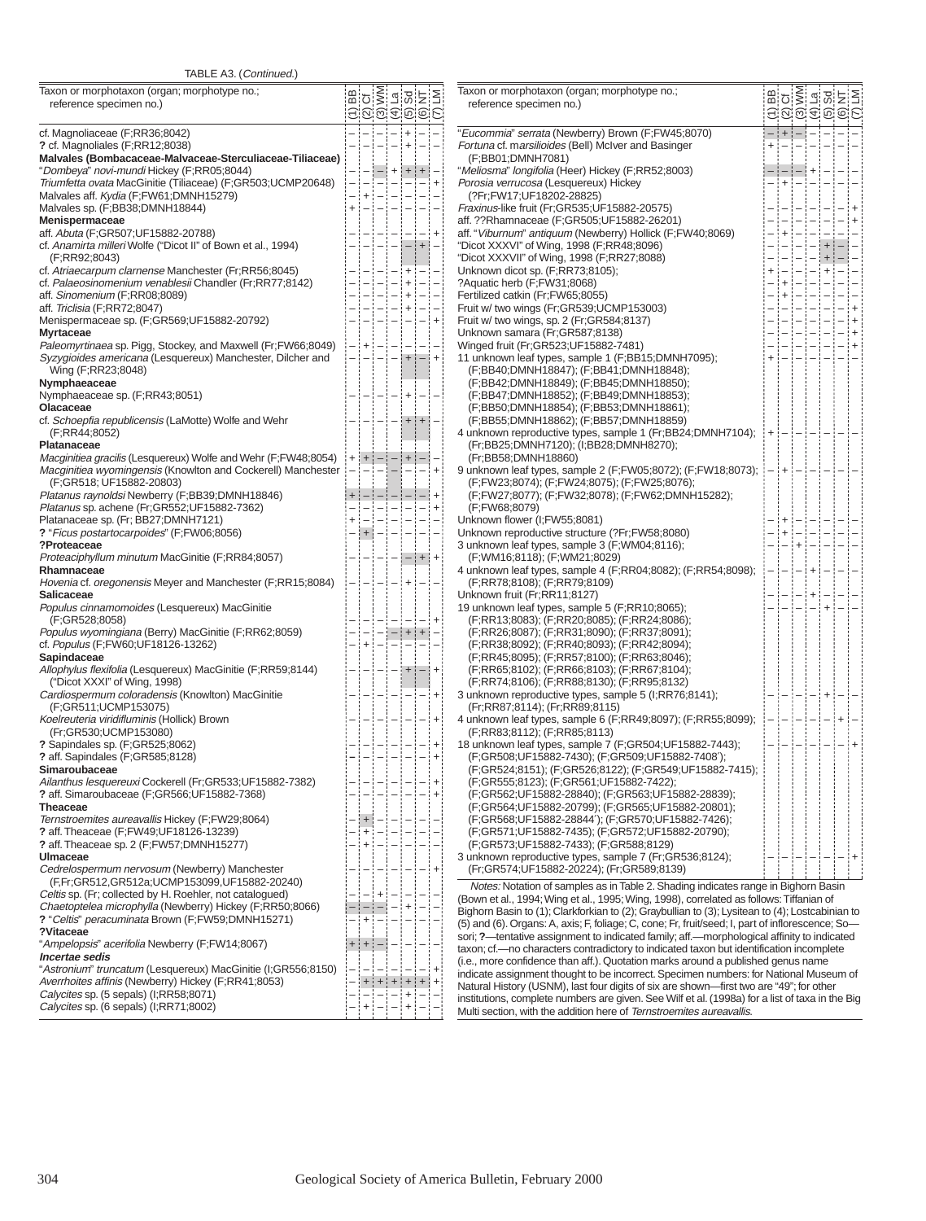TABLE A3. (*Continued.*)

| Taxon or morphotaxon (organ; morphotype no.; reference specimen no.) | (1) BB | (2) Cf | (3) WM | (4) La | (5) Sd | (6) NT | (7) LM |
|---|---|---|---|---|---|---|---|
| cf. Magnoliaceae (F;RR36;8042) | – | – | – | – | + | – | – |
| **?** cf. Magnoliales (F;RR12;8038) | – | – | – | – | + | – | – |
| **Malvales (Bombacaceae-Malvaceae-Sterculiaceae-Tiliaceae)** | | | | | | | |
| "*Dombeya*" *novi-mundi* Hickey (F;RR05;8044) | – | – | – | + | + | + | – |
| *Triumfetta ovata* MacGinitie (Tiliaceae) (F;GR503;UCMP20648) | – | – | – | – | – | – | + |
| Malvales aff. *Kydia* (F;FW61;DMNH15279) | – | + | – | – | – | – | – |
| Malvales sp. (F;BB38;DMNH18844) | + | – | – | – | – | – | – |
| **Menispermaceae** | | | | | | | |
| aff. *Abuta* (F;GR507;UF15882-20788) | – | – | – | – | – | – | + |
| cf. *Anamirta milleri* Wolfe ("Dicot II" of Bown et al., 1994) (F;RR92;8043) | – | – | – | – | – | + | – |
| cf. *Atriaecarpum clarnense* Manchester (Fr;RR56;8045) | – | – | – | – | + | – | – |
| cf. *Palaeosinomenium venablesii* Chandler (Fr;RR77;8142) | – | – | – | – | + | – | – |
| aff. *Sinomenium* (F;RR08;8089) | – | – | – | – | + | – | – |
| aff. *Triclisia* (F;RR72;8047) | – | – | – | – | + | – | – |
| Menispermaceae sp. (F;GR569;UF15882-20792) | – | – | – | – | – | – | + |
| **Myrtaceae** | | | | | | | |
| *Paleomyrtinaea* sp. Pigg, Stockey, and Maxwell (Fr;FW66;8049) | – | + | – | – | – | – | – |
| *Syzygioides americana* (Lesquereux) Manchester, Dilcher and Wing (F;RR23;8048) | – | – | – | – | + | – | + |
| **Nymphaeaceae** | | | | | | | |
| Nymphaeaceae sp. (F;RR43;8051) | – | – | – | – | + | – | – |
| **Olacaceae** | | | | | | | |
| cf. *Schoepfia republicensis* (LaMotte) Wolfe and Wehr (F;RR44;8052) | – | – | – | – | + | + | – |
| **Platanaceae** | | | | | | | |
| *Macginitiea gracilis* (Lesquereux) Wolfe and Wehr (F;FW48;8054) | + | + | – | – | + | – | – |
| *Macginitiea wyomingensis* (Knowlton and Cockerell) Manchester (F;GR518; UF15882-20803) | – | – | – | – | – | – | + |
| *Platanus raynoldsi* Newberry (F;BB39;DMNH18846) | + | – | – | – | – | – | + |
| *Platanus* sp. achene (Fr;GR552;UF15882-7362) | – | – | – | – | – | – | + |
| Platanaceae sp. (Fr; BB27;DMNH7121) | + | – | – | – | – | – | – |
| **?** "*Ficus postartocarpoides*" (F;FW06;8056) | – | + | – | – | – | – | – |
| **?Proteaceae** | | | | | | | |
| *Proteaciphyllum minutum* MacGinitie (F;RR84;8057) | – | – | – | – | – | + | + |
| **Rhamnaceae** | | | | | | | |
| *Hovenia* cf. *oregonensis* Meyer and Manchester (F;RR15;8084) | – | – | – | – | + | – | – |
| **Salicaceae** | | | | | | | |
| *Populus cinnamomoides* (Lesquereux) MacGinitie (F;GR528;8058) | – | – | – | – | – | – | + |
| *Populus wyomingiana* (Berry) MacGinitie (F;RR62;8059) | – | – | – | – | + | + | – |
| cf. *Populus* (F;FW60;UF18126-13262) | – | + | – | – | – | – | – |
| **Sapindaceae** | | | | | | | |
| *Allophylus flexifolia* (Lesquereux) MacGinitie (F;RR59;8144) ("Dicot XXXI" of Wing, 1998) | – | – | – | – | + | – | + |
| *Cardiospermum coloradensis* (Knowlton) MacGinitie (F;GR511;UCMP153075) | – | – | – | – | – | – | + |
| *Koelreuteria viridifluminis* (Hollick) Brown (Fr;GR530;UCMP153080) | – | – | – | – | – | – | + |
| **?** Sapindales sp. (F;GR525;8062) | – | – | – | – | – | – | + |
| **?** aff. Sapindales (F;GR585;8128) | – | – | – | – | – | – | + |
| **Simaroubaceae** | | | | | | | |
| *Ailanthus lesquereuxi* Cockerell (Fr;GR533;UF15882-7382) | – | – | – | – | – | – | + |
| **?** aff. Simaroubaceae (F;GR566;UF15882-7368) | – | – | – | – | – | – | + |
| **Theaceae** | | | | | | | |
| *Ternstroemites aureavallis* Hickey (F;FW29;8064) | – | + | – | – | – | – | – |
| **?** aff. Theaceae (F;FW49;UF18126-13239) | – | + | – | – | – | – | – |
| **?** aff. Theaceae sp. 2 (F;FW57;DMNH15277) | – | + | – | – | – | – | – |
| **Ulmaceae** | | | | | | | |
| *Cedrelospermum nervosum* (Newberry) Manchester (F,Fr;GR512,GR512a;UCMP153099,UF15882-20240) | – | – | – | – | – | – | + |
| *Celtis* sp. (Fr; collected by H. Roehler, not catalogued) | – | – | + | – | – | – | – |
| *Chaetoptelea microphylla* (Newberry) Hickey (F;RR50;8066) | – | – | – | – | + | – | – |
| **?** "*Celtis*" *peracuminata* Brown (F;FW59;DMNH15271) | – | + | – | – | – | – | – |
| **?Vitaceae** | | | | | | | |
| "*Ampelopsis*" *acerifolia* Newberry (F;FW14;8067) | + | + | – | – | – | – | – |
| ***Incertae sedis*** | | | | | | | |
| "*Astronium*" *truncatum* (Lesquereux) MacGinitie (I;GR556;8150) | – | – | – | – | – | – | + |
| *Averrhoites affinis* (Newberry) Hickey (F;RR41;8053) | – | + | + | + | + | + | + |
| *Calycites* sp. (5 sepals) (I;RR58;8071) | – | – | – | – | + | – | – |
| *Calycites* sp. (6 sepals) (I;RR71;8002) | – | + | – | – | + | – | – |
| "*Eucommia*" *serrata* (Newberry) Brown (F;FW45;8070) | – | + | – | – | – | – | – |
| *Fortuna* cf. *marsilioides* (Bell) McIver and Basinger (F;BB01;DMNH7081) | + | – | – | – | – | – | – |
| "*Meliosma*" *longifolia* (Heer) Hickey (F;RR52;8003) | – | – | – | + | – | – | – |
| *Porosia verrucosa* (Lesquereux) Hickey (?Fr;FW17;UF18202-28825) | – | + | – | – | – | – | – |
| *Fraxinus*-like fruit (Fr;GR535;UF15882-20575) | – | – | – | – | – | – | + |
| aff. ??Rhamnaceae (F;GR505;UF15882-26201) | – | – | – | – | – | – | + |
| aff. "*Viburnum*" *antiquum* (Newberry) Hollick (F;FW40;8069) | – | + | – | – | – | – | – |
| "Dicot XXXVI" of Wing, 1998 (F;RR48;8096) | – | – | – | – | + | – | – |
| "Dicot XXXVII" of Wing, 1998 (F;RR27;8088) | – | – | – | – | + | – | – |
| Unknown dicot sp. (F;RR73;8105); | + | – | – | – | + | – | – |
| ?Aquatic herb (F;FW31;8068) | – | + | – | – | – | – | – |
| Fertilized catkin (Fr;FW65;8055) | – | + | – | – | – | – | – |
| Fruit w/ two wings (Fr;GR539;UCMP153003) | – | – | – | – | – | – | + |
| Fruit w/ two wings, sp. 2 (Fr;GR584;8137) | – | – | – | – | – | – | + |
| Unknown samara (Fr;GR587;8138) | – | – | – | – | – | – | + |
| Winged fruit (Fr;GR523;UF15882-7481) | – | – | – | – | – | – | + |
| 11 unknown leaf types, sample 1 (F;BB15;DMNH7095); (F;BB40;DMNH18847); (F;BB41;DMNH18848); (F;BB42;DMNH18849); (F;BB45;DMNH18850); (F;BB47;DMNH18852); (F;BB49;DMNH18853); (F;BB50;DMNH18854); (F;BB53;DMNH18861); (F;BB55;DMNH18862); (F;BB57;DMNH18859) | + | – | – | – | – | – | – |
| 4 unknown reproductive types, sample 1 (Fr;BB24;DMNH7104); (Fr;BB25;DMNH7120); (I;BB28;DMNH8270); (Fr;BB58;DMNH18860) | + | – | – | – | – | – | – |
| 9 unknown leaf types, sample 2 (F;FW05;8072); (F;FW18;8073); (F;FW23;8074); (F;FW24;8075); (F;FW25;8076); (F;FW27;8077); (F;FW32;8078); (F;FW62;DMNH15282); (F;FW68;8079) | – | + | – | – | – | – | – |
| Unknown flower (I;FW55;8081) | – | + | – | – | – | – | – |
| Unknown reproductive structure (?Fr;FW58;8080) | – | + | – | – | – | – | – |
| 3 unknown leaf types, sample 3 (F;WM04;8116); (F;WM16;8118); (F;WM21;8029) | – | – | + | – | – | – | – |
| 4 unknown leaf types, sample 4 (F;RR04;8082); (F;RR54;8098); (F;RR78;8108); (F;RR79;8109) | – | – | – | + | – | – | – |
| Unknown fruit (Fr;RR11;8127) | – | – | – | + | – | – | – |
| 19 unknown leaf types, sample 5 (F;RR10;8065); (F;RR13;8083); (F;RR20;8085); (F;RR24;8086); (F;RR26;8087); (F;RR31;8090); (F;RR37;8091); (F;RR38;8092); (F;RR40;8093); (F;RR42;8094); (F;RR45;8095); (F;RR57;8100); (F;RR63;8046); (F;RR65;8102); (F;RR66;8103); (F;RR67;8104); (F;RR74;8106); (F;RR88;8130); (F;RR95;8132) | – | – | – | – | + | – | – |
| 3 unknown reproductive types, sample 5 (I;RR76;8141); (Fr;RR87;8114); (Fr;RR89;8115) | – | – | – | – | + | – | – |
| 4 unknown leaf types, sample 6 (F;RR49;8097); (F;RR55;8099); (F;RR83;8112); (F;RR85;8113) | – | – | – | – | – | + | – |
| 18 unknown leaf types, sample 7 (F;GR504;UF15882-7443); (F;GR508;UF15882-7430); (F;GR509;UF15882-7408'); (F;GR524;8151); (F;GR526;8122); (F;GR549;UF15882-7415); (F;GR555;8123); (F;GR561;UF15882-7422); (F;GR562;UF15882-28840); (F;GR563;UF15882-28839); (F;GR564;UF15882-20799); (F;GR565;UF15882-20801); (F;GR568;UF15882-28844'); (F;GR570;UF15882-7426); (F;GR571;UF15882-7435); (F;GR572;UF15882-20790); (F;GR573;UF15882-7433); (F;GR588;8129) | – | – | – | – | – | – | + |
| 3 unknown reproductive types, sample 7 (Fr;GR536;8124); (Fr;GR574;UF15882-20224); (Fr;GR589;8139) | – | – | – | – | – | – | + |

*Notes:* Notation of samples as in Table 2. Shading indicates range in Bighorn Basin (Bown et al., 1994; Wing et al., 1995; Wing, 1998), correlated as follows: Tiffanian of Bighorn Basin to (1); Clarkforkian to (2); Graybullian to (3); Lysitean to (4); Lostcabinian to (5) and (6). Organs: A, axis; F, foliage; C, cone; Fr, fruit/seed; I, part of inflorescence; So—sori; **?**—tentative assignment to indicated family; aff.—morphological affinity to indicated taxon; cf.—no characters contradictory to indicated taxon but identification incomplete (i.e., more confidence than aff.). Quotation marks around a published genus name indicate assignment thought to be incorrect. Specimen numbers: for National Museum of Natural History (USNM), last four digits of six are shown—first two are "49"; for other institutions, complete numbers are given. See Wilf et al. (1998a) for a list of taxa in the Big Multi section, with the addition here of *Ternstroemites aureavallis.*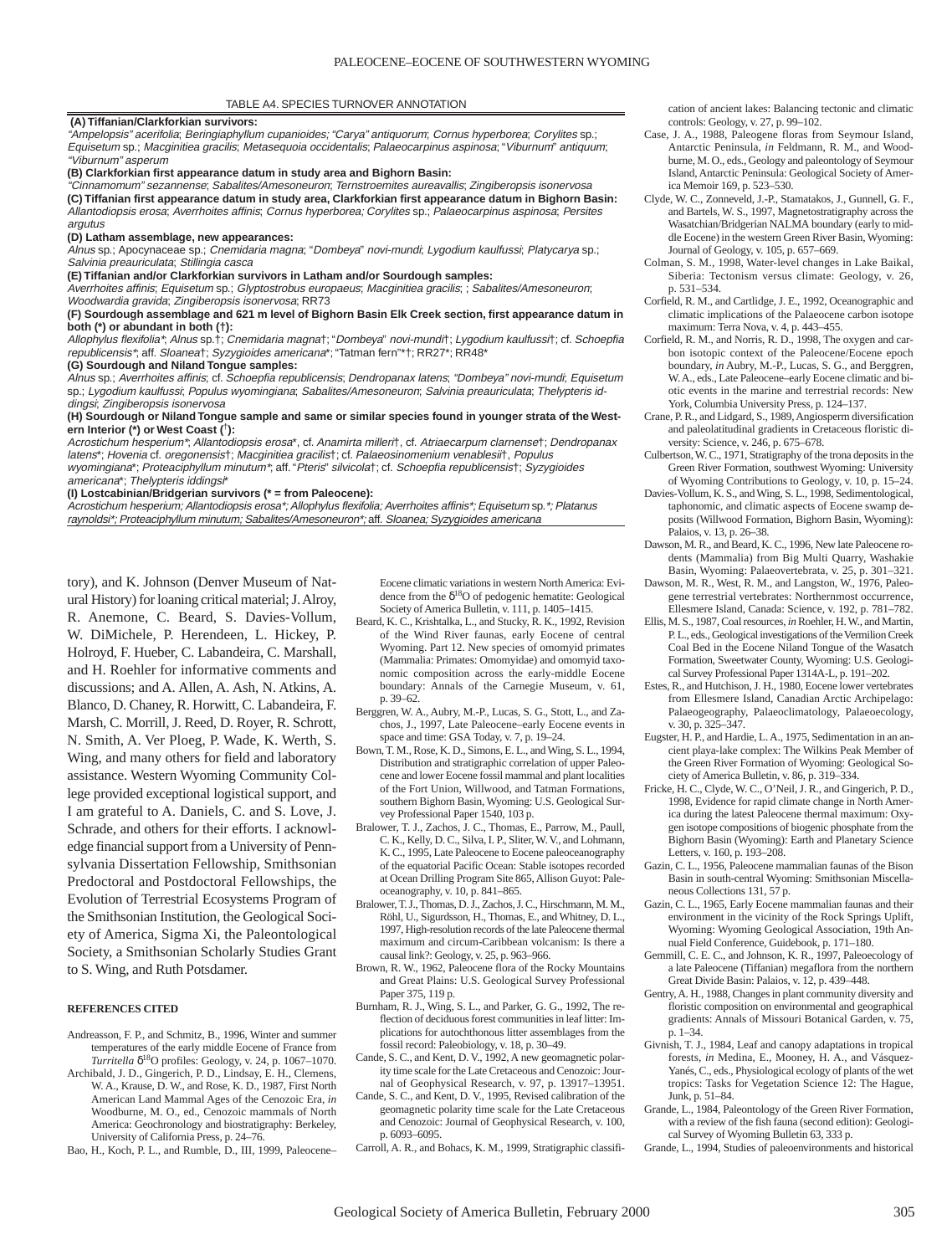TABLE A4. SPECIES TURNOVER ANNOTATION

**(A) Tiffanian/Clarkforkian survivors:**
*"Ampelopsis" acerifolia*; *Beringiaphyllum cupanioides; "Carya" antiquorum*; *Cornus hyperborea*; *Corylites* sp.; *Equisetum* sp.; *Macginitiea gracilis*; *Metasequoia occidentalis*; *Palaeocarpinus aspinosa*; "*Viburnum*" *antiquum*; *"Viburnum" asperum*

**(B) Clarkforkian first appearance datum in study area and Bighorn Basin:**
*"Cinnamomum" sezannense*; *Sabalites/Amesoneuron*; *Ternstroemites aureavallis*; *Zingiberopsis isonervosa*

**(C) Tiffanian first appearance datum in study area, Clarkforkian first appearance datum in Bighorn Basin:**
*Allantodiopsis erosa*; *Averrhoites affinis*; *Cornus hyperborea; Corylites* sp.; *Palaeocarpinus aspinosa*; *Persites argutus*

**(D) Latham assemblage, new appearances:**
*Alnus* sp.; Apocynaceae sp.; *Cnemidaria magna*; "*Dombeya*" *novi-mundi*; *Lygodium kaulfussi*; *Platycarya* sp.; *Salvinia preauriculata*; *Stillingia casca*

**(E) Tiffanian and/or Clarkforkian survivors in Latham and/or Sourdough samples:**
*Averrhoites affinis*; *Equisetum* sp.; *Glyptostrobus europaeus*; *Macginitiea gracilis*; ; *Sabalites/Amesoneuron*; *Woodwardia gravida*; *Zingiberopsis isonervosa*; RR73

**(F) Sourdough assemblage and 621 m level of Bighorn Basin Elk Creek section, first appearance datum in both (\*) or abundant in both (†):**
*Allophylus flexifolia\**; *Alnus* sp.†; *Cnemidaria magna*†; "*Dombeya*" *novi-mundi*†; *Lygodium kaulfussi*†; cf. *Schoepfia republicensis\**; aff. *Sloanea*†; *Syzygioides americana*\*; "Tatman fern"\*†; RR27\*; RR48\*

**(G) Sourdough and Niland Tongue samples:**
*Alnus* sp.; *Averrhoites affinis*; cf. *Schoepfia republicensis*; *Dendropanax latens*; *"Dombeya" novi-mundi*; *Equisetum* sp.; *Lygodium kaulfussi*; *Populus wyomingiana*; *Sabalites/Amesoneuron*; *Salvinia preauriculata*; *Thelypteris iddingsi*; *Zingiberopsis isonervosa*

**(H) Sourdough or Niland Tongue sample and same or similar species found in younger strata of the Western Interior (\*) or West Coast (†):**
*Acrostichum hesperium\**; *Allantodiopsis erosa*\*, cf. *Anamirta milleri*†, cf. *Atriaecarpum clarnense*†; *Dendropanax latens*\*; *Hovenia* cf. *oregonensis*†; *Macginitiea gracilis*†; cf. *Palaeosinomenium venablesii*†, *Populus wyomingiana*\*; *Proteaciphyllum minutum*\*; aff. "*Pteris*" *silvicola*†; cf. *Schoepfia republicensis*†; *Syzygioides americana*\*; *Thelypteris iddingsi*\*

**(I) Lostcabinian/Bridgerian survivors (\* = from Paleocene):**
*Acrostichum hesperium; Allantodiopsis erosa\*; Allophylus flexifolia; Averrhoites affinis\*; Equisetum* sp.*\*; Platanus raynoldsi\*; Proteaciphyllum minutum; Sabalites/Amesoneuron\**; aff. *Sloanea; Syzygioides americana*

tory), and K. Johnson (Denver Museum of Natural History) for loaning critical material; J. Alroy, R. Anemone, C. Beard, S. Davies-Vollum, W. DiMichele, P. Herendeen, L. Hickey, P. Holroyd, F. Hueber, C. Labandeira, C. Marshall, and H. Roehler for informative comments and discussions; and A. Allen, A. Ash, N. Atkins, A. Blanco, D. Chaney, R. Horwitt, C. Labandeira, F. Marsh, C. Morrill, J. Reed, D. Royer, R. Schrott, N. Smith, A. Ver Ploeg, P. Wade, K. Werth, S. Wing, and many others for field and laboratory assistance. Western Wyoming Community College provided exceptional logistical support, and I am grateful to A. Daniels, C. and S. Love, J. Schrade, and others for their efforts. I acknowledge financial support from a University of Pennsylvania Dissertation Fellowship, Smithsonian Predoctoral and Postdoctoral Fellowships, the Evolution of Terrestrial Ecosystems Program of the Smithsonian Institution, the Geological Society of America, Sigma Xi, the Paleontological Society, a Smithsonian Scholarly Studies Grant to S. Wing, and Ruth Potsdamer.

## REFERENCES CITED

Andreasson, F. P., and Schmitz, B., 1996, Winter and summer temperatures of the early middle Eocene of France from *Turritella* $\delta^{18}O$ profiles: Geology, v. 24, p. 1067–1070.

Archibald, J. D., Gingerich, P. D., Lindsay, E. H., Clemens, W. A., Krause, D. W., and Rose, K. D., 1987, First North American Land Mammal Ages of the Cenozoic Era, *in* Woodburne, M. O., ed., Cenozoic mammals of North America: Geochronology and biostratigraphy: Berkeley, University of California Press, p. 24–76.

Bao, H., Koch, P. L., and Rumble, D., III, 1999, Paleocene–Eocene climatic variations in western North America: Evidence from the $\delta^{18}O$ of pedogenic hematite: Geological Society of America Bulletin, v. 111, p. 1405–1415.

Beard, K. C., Krishtalka, L., and Stucky, R. K., 1992, Revision of the Wind River faunas, early Eocene of central Wyoming. Part 12. New species of omomyid primates (Mammalia: Primates: Omomyidae) and omomyid taxonomic composition across the early-middle Eocene boundary: Annals of the Carnegie Museum, v. 61, p. 39–62.

Berggren, W. A., Aubry, M.-P., Lucas, S. G., Stott, L., and Zachos, J., 1997, Late Paleocene–early Eocene events in space and time: GSA Today, v. 7, p. 19–24.

Bown, T. M., Rose, K. D., Simons, E. L., and Wing, S. L., 1994, Distribution and stratigraphic correlation of upper Paleocene and lower Eocene fossil mammal and plant localities of the Fort Union, Willwood, and Tatman Formations, southern Bighorn Basin, Wyoming: U.S. Geological Survey Professional Paper 1540, 103 p.

Bralower, T. J., Zachos, J. C., Thomas, E., Parrow, M., Paull, C. K., Kelly, D. C., Silva, I. P., Sliter, W. V., and Lohmann, K. C., 1995, Late Paleocene to Eocene paleoceanography of the equatorial Pacific Ocean: Stable isotopes recorded at Ocean Drilling Program Site 865, Allison Guyot: Paleoceanography, v. 10, p. 841–865.

Bralower, T. J., Thomas, D. J., Zachos, J. C., Hirschmann, M. M., Röhl, U., Sigurdsson, H., Thomas, E., and Whitney, D. L., 1997, High-resolution records of the late Paleocene thermal maximum and circum-Caribbean volcanism: Is there a causal link?: Geology, v. 25, p. 963–966.

Brown, R. W., 1962, Paleocene flora of the Rocky Mountains and Great Plains: U.S. Geological Survey Professional Paper 375, 119 p.

Burnham, R. J., Wing, S. L., and Parker, G. G., 1992, The reflection of deciduous forest communities in leaf litter: Implications for autochthonous litter assemblages from the fossil record: Paleobiology, v. 18, p. 30–49.

Cande, S. C., and Kent, D. V., 1992, A new geomagnetic polarity time scale for the Late Cretaceous and Cenozoic: Journal of Geophysical Research, v. 97, p. 13917–13951.

Cande, S. C., and Kent, D. V., 1995, Revised calibration of the geomagnetic polarity time scale for the Late Cretaceous and Cenozoic: Journal of Geophysical Research, v. 100, p. 6093–6095.

Carroll, A. R., and Bohacs, K. M., 1999, Stratigraphic classification of ancient lakes: Balancing tectonic and climatic controls: Geology, v. 27, p. 99–102.

Case, J. A., 1988, Paleogene floras from Seymour Island, Antarctic Peninsula, *in* Feldmann, R. M., and Woodburne, M. O., eds., Geology and paleontology of Seymour Island, Antarctic Peninsula: Geological Society of America Memoir 169, p. 523–530.

Clyde, W. C., Zonneveld, J.-P., Stamatakos, J., Gunnell, G. F., and Bartels, W. S., 1997, Magnetostratigraphy across the Wasatchian/Bridgerian NALMA boundary (early to middle Eocene) in the western Green River Basin, Wyoming: Journal of Geology, v. 105, p. 657–669.

Colman, S. M., 1998, Water-level changes in Lake Baikal, Siberia: Tectonism versus climate: Geology, v. 26, p. 531–534.

Corfield, R. M., and Cartlidge, J. E., 1992, Oceanographic and climatic implications of the Palaeocene carbon isotope maximum: Terra Nova, v. 4, p. 443–455.

Corfield, R. M., and Norris, R. D., 1998, The oxygen and carbon isotopic context of the Paleocene/Eocene epoch boundary, *in* Aubry, M.-P., Lucas, S. G., and Berggren, W. A., eds., Late Paleocene–early Eocene climatic and biotic events in the marine and terrestrial records: New York, Columbia University Press, p. 124–137.

Crane, P. R., and Lidgard, S., 1989, Angiosperm diversification and paleolatitudinal gradients in Cretaceous floristic diversity: Science, v. 246, p. 675–678.

Culbertson, W. C., 1971, Stratigraphy of the trona deposits in the Green River Formation, southwest Wyoming: University of Wyoming Contributions to Geology, v. 10, p. 15–24.

Davies-Vollum, K. S., and Wing, S. L., 1998, Sedimentological, taphonomic, and climatic aspects of Eocene swamp deposits (Willwood Formation, Bighorn Basin, Wyoming): Palaios, v. 13, p. 26–38.

Dawson, M. R., and Beard, K. C., 1996, New late Paleocene rodents (Mammalia) from Big Multi Quarry, Washakie Basin, Wyoming: Palaeovertebrata, v. 25, p. 301–321.

Dawson, M. R., West, R. M., and Langston, W., 1976, Paleogene terrestrial vertebrates: Northernmost occurrence, Ellesmere Island, Canada: Science, v. 192, p. 781–782.

Ellis, M. S., 1987, Coal resources, *in* Roehler, H. W., and Martin, P. L., eds., Geological investigations of the Vermilion Creek Coal Bed in the Eocene Niland Tongue of the Wasatch Formation, Sweetwater County, Wyoming: U.S. Geological Survey Professional Paper 1314A-L, p. 191–202.

Estes, R., and Hutchison, J. H., 1980, Eocene lower vertebrates from Ellesmere Island, Canadian Arctic Archipelago: Palaeogeography, Palaeoclimatology, Palaeoecology, v. 30, p. 325–347.

Eugster, H. P., and Hardie, L. A., 1975, Sedimentation in an ancient playa-lake complex: The Wilkins Peak Member of the Green River Formation of Wyoming: Geological Society of America Bulletin, v. 86, p. 319–334.

Fricke, H. C., Clyde, W. C., O'Neil, J. R., and Gingerich, P. D., 1998, Evidence for rapid climate change in North America during the latest Paleocene thermal maximum: Oxygen isotope compositions of biogenic phosphate from the Bighorn Basin (Wyoming): Earth and Planetary Science Letters, v. 160, p. 193–208.

Gazin, C. L., 1956, Paleocene mammalian faunas of the Bison Basin in south-central Wyoming: Smithsonian Miscellaneous Collections 131, 57 p.

Gazin, C. L., 1965, Early Eocene mammalian faunas and their environment in the vicinity of the Rock Springs Uplift, Wyoming: Wyoming Geological Association, 19th Annual Field Conference, Guidebook, p. 171–180.

Gemmill, C. E. C., and Johnson, K. R., 1997, Paleoecology of a late Paleocene (Tiffanian) megaflora from the northern Great Divide Basin: Palaios, v. 12, p. 439–448.

Gentry, A. H., 1988, Changes in plant community diversity and floristic composition on environmental and geographical gradients: Annals of Missouri Botanical Garden, v. 75, p. 1–34.

Givnish, T. J., 1984, Leaf and canopy adaptations in tropical forests, *in* Medina, E., Mooney, H. A., and Vásquez-Yanés, C., eds., Physiological ecology of plants of the wet tropics: Tasks for Vegetation Science 12: The Hague, Junk, p. 51–84.

Grande, L., 1984, Paleontology of the Green River Formation, with a review of the fish fauna (second edition): Geological Survey of Wyoming Bulletin 63, 333 p.

Grande, L., 1994, Studies of paleoenvironments and historical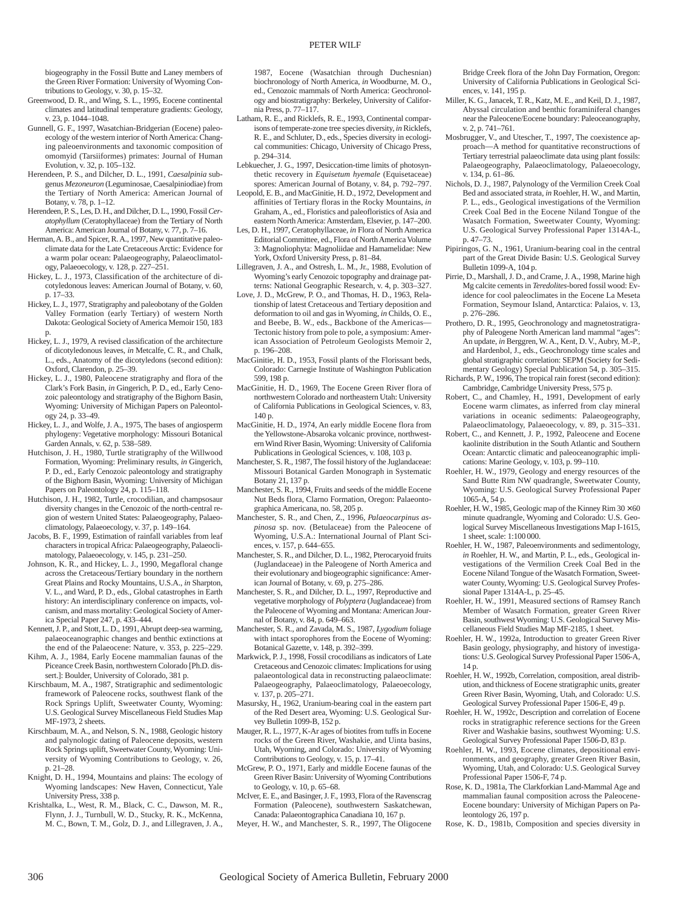biogeography in the Fossil Butte and Laney members of the Green River Formation: University of Wyoming Contributions to Geology, v. 30, p. 15–32.

Greenwood, D. R., and Wing, S. L., 1995, Eocene continental climates and latitudinal temperature gradients: Geology, v. 23, p. 1044–1048.

Gunnell, G. F., 1997, Wasatchian-Bridgerian (Eocene) paleoecology of the western interior of North America: Changing paleoenvironments and taxonomic composition of omomyid (Tarsiiformes) primates: Journal of Human Evolution, v. 32, p. 105–132.

Herendeen, P. S., and Dilcher, D. L., 1991, *Caesalpinia* subgenus *Mezoneuron* (Leguminosae, Caesalpiniodiae) from the Tertiary of North America: American Journal of Botany, v. 78, p. 1–12.

Herendeen, P. S., Les, D. H., and Dilcher, D. L., 1990, Fossil *Ceratophyllum* (Ceratophyllaceae) from the Tertiary of North America: American Journal of Botany, v. 77, p. 7–16.

Herman, A. B., and Spicer, R. A., 1997, New quantitative paleoclimate data for the Late Cretaceous Arctic: Evidence for a warm polar ocean: Palaeogeography, Palaeoclimatology, Palaeoecology, v. 128, p. 227–251.

Hickey, L. J., 1973, Classification of the architecture of dicotyledonous leaves: American Journal of Botany, v. 60, p. 17–33.

Hickey, L. J., 1977, Stratigraphy and paleobotany of the Golden Valley Formation (early Tertiary) of western North Dakota: Geological Society of America Memoir 150, 183 p.

Hickey, L. J., 1979, A revised classification of the architecture of dicotyledonous leaves, *in* Metcalfe, C. R., and Chalk, L., eds., Anatomy of the dicotyledons (second edition): Oxford, Clarendon, p. 25–39.

Hickey, L. J., 1980, Paleocene stratigraphy and flora of the Clark's Fork Basin, *in* Gingerich, P. D., ed., Early Cenozoic paleontology and stratigraphy of the Bighorn Basin, Wyoming: University of Michigan Papers on Paleontology 24, p. 33–49.

Hickey, L. J., and Wolfe, J. A., 1975, The bases of angiosperm phylogeny: Vegetative morphology: Missouri Botanical Garden Annals, v. 62, p. 538–589.

Hutchison, J. H., 1980, Turtle stratigraphy of the Willwood Formation, Wyoming: Preliminary results, *in* Gingerich, P. D., ed., Early Cenozoic paleontology and stratigraphy of the Bighorn Basin, Wyoming: University of Michigan Papers on Paleontology 24, p. 115–118.

Hutchison, J. H., 1982, Turtle, crocodilian, and champsosaur diversity changes in the Cenozoic of the north-central region of western United States: Palaeogeography, Palaeoclimatology, Palaeoecology, v. 37, p. 149–164.

Jacobs, B. F., 1999, Estimation of rainfall variables from leaf characters in tropical Africa: Palaeogeography, Palaeoclimatology, Palaeoecology, v. 145, p. 231–250.

Johnson, K. R., and Hickey, L. J., 1990, Megafloral change across the Cretaceous/Tertiary boundary in the northern Great Plains and Rocky Mountains, U.S.A., *in* Sharpton, V. L., and Ward, P. D., eds., Global catastrophes in Earth history: An interdisciplinary conference on impacts, volcanism, and mass mortality: Geological Society of America Special Paper 247, p. 433–444.

Kennett, J. P., and Stott, L. D., 1991, Abrupt deep-sea warming, palaeoceanographic changes and benthic extinctions at the end of the Palaeocene: Nature, v. 353, p. 225–229.

Kihm, A. J., 1984, Early Eocene mammalian faunas of the Piceance Creek Basin, northwestern Colorado [Ph.D. dissert.]: Boulder, University of Colorado, 381 p.

Kirschbaum, M. A., 1987, Stratigraphic and sedimentologic framework of Paleocene rocks, southwest flank of the Rock Springs Uplift, Sweetwater County, Wyoming: U.S. Geological Survey Miscellaneous Field Studies Map MF-1973, 2 sheets.

Kirschbaum, M. A., and Nelson, S. N., 1988, Geologic history and palynologic dating of Paleocene deposits, western Rock Springs uplift, Sweetwater County, Wyoming: University of Wyoming Contributions to Geology, v. 26, p. 21–28.

Knight, D. H., 1994, Mountains and plains: The ecology of Wyoming landscapes: New Haven, Connecticut, Yale University Press, 338 p.

Krishtalka, L., West, R. M., Black, C. C., Dawson, M. R., Flynn, J. J., Turnbull, W. D., Stucky, R. K., McKenna, M. C., Bown, T. M., Golz, D. J., and Lillegraven, J. A., 1987, Eocene (Wasatchian through Duchesnian) biochronology of North America, *in* Woodburne, M. O., ed., Cenozoic mammals of North America: Geochronology and biostratigraphy: Berkeley, University of California Press, p. 77–117.

Latham, R. E., and Ricklefs, R. E., 1993, Continental comparisons of temperate-zone tree species diversity, *in* Ricklefs, R. E., and Schluter, D., eds., Species diversity in ecological communities: Chicago, University of Chicago Press, p. 294–314.

Lebkuecher, J. G., 1997, Desiccation-time limits of photosynthetic recovery in *Equisetum hyemale* (Equisetaceae) spores: American Journal of Botany, v. 84, p. 792–797.

Leopold, E. B., and MacGinitie, H. D., 1972, Development and affinities of Tertiary floras in the Rocky Mountains, *in* Graham, A., ed., Floristics and paleofloristics of Asia and eastern North America: Amsterdam, Elsevier, p. 147–200.

Les, D. H., 1997, Ceratophyllaceae, *in* Flora of North America Editorial Committee, ed., Flora of North America Volume 3: Magnoliophyta: Magnoliidae and Hamamelidae: New York, Oxford University Press, p. 81–84.

Lillegraven, J. A., and Ostresh, L. M., Jr., 1988, Evolution of Wyoming's early Cenozoic topography and drainage patterns: National Geographic Research, v. 4, p. 303–327.

Love, J. D., McGrew, P. O., and Thomas, H. D., 1963, Relationship of latest Cretaceous and Tertiary deposition and deformation to oil and gas in Wyoming, *in* Childs, O. E., and Beebe, B. W., eds., Backbone of the Americas—Tectonic history from pole to pole, a symposium: American Association of Petroleum Geologists Memoir 2, p. 196–208.

MacGinitie, H. D., 1953, Fossil plants of the Florissant beds, Colorado: Carnegie Institute of Washington Publication 599, 198 p.

MacGinitie, H. D., 1969, The Eocene Green River flora of northwestern Colorado and northeastern Utah: University of California Publications in Geological Sciences, v. 83, 140 p.

MacGinitie, H. D., 1974, An early middle Eocene flora from the Yellowstone-Absaroka volcanic province, northwestern Wind River Basin, Wyoming: University of California Publications in Geological Sciences, v. 108, 103 p.

Manchester, S. R., 1987, The fossil history of the Juglandaceae: Missouri Botanical Garden Monograph in Systematic Botany 21, 137 p.

Manchester, S. R., 1994, Fruits and seeds of the middle Eocene Nut Beds flora, Clarno Formation, Oregon: Palaeontographica Americana, no. 58, 205 p.

Manchester, S. R., and Chen, Z., 1996, *Palaeocarpinus aspinosa* sp. nov. (Betulaceae) from the Paleocene of Wyoming, U.S.A.: International Journal of Plant Sciences, v. 157, p. 644–655.

Manchester, S. R., and Dilcher, D. L., 1982, Pterocaryoid fruits (Juglandaceae) in the Paleogene of North America and their evolutionary and biogeographic significance: American Journal of Botany, v. 69, p. 275–286.

Manchester, S. R., and Dilcher, D. L., 1997, Reproductive and vegetative morphology of *Polyptera* (Juglandaceae) from the Paleocene of Wyoming and Montana: American Journal of Botany, v. 84, p. 649–663.

Manchester, S. R., and Zavada, M. S., 1987, *Lygodium* foliage with intact sporophores from the Eocene of Wyoming: Botanical Gazette, v. 148, p. 392–399.

Markwick, P. J., 1998, Fossil crocodilians as indicators of Late Cretaceous and Cenozoic climates: Implications for using palaeontological data in reconstructing palaeoclimate: Palaeogeography, Palaeoclimatology, Palaeoecology, v. 137, p. 205–271.

Masursky, H., 1962, Uranium-bearing coal in the eastern part of the Red Desert area, Wyoming: U.S. Geological Survey Bulletin 1099-B, 152 p.

Mauger, R. L., 1977, K-Ar ages of biotites from tuffs in Eocene rocks of the Green River, Washakie, and Uinta basins, Utah, Wyoming, and Colorado: University of Wyoming Contributions to Geology, v. 15, p. 17–41.

McGrew, P. O., 1971, Early and middle Eocene faunas of the Green River Basin: University of Wyoming Contributions to Geology, v. 10, p. 65–68.

McIver, E. E., and Basinger, J. F., 1993, Flora of the Ravenscrag Formation (Paleocene), southwestern Saskatchewan, Canada: Palaeontographica Canadiana 10, 167 p.

Meyer, H. W., and Manchester, S. R., 1997, The Oligocene Bridge Creek flora of the John Day Formation, Oregon: University of California Publications in Geological Sciences, v. 141, 195 p.

Miller, K. G., Janacek, T. R., Katz, M. E., and Keil, D. J., 1987, Abyssal circulation and benthic foraminiferal changes near the Paleocene/Eocene boundary: Paleoceanography, v. 2, p. 741–761.

Mosbrugger, V., and Utescher, T., 1997, The coexistence approach—A method for quantitative reconstructions of Tertiary terrestrial palaeoclimate data using plant fossils: Palaeogeography, Palaeoclimatology, Palaeoecology, v. 134, p. 61–86.

Nichols, D. J., 1987, Palynology of the Vermilion Creek Coal Bed and associated strata, *in* Roehler, H. W., and Martin, P. L., eds., Geological investigations of the Vermilion Creek Coal Bed in the Eocene Niland Tongue of the Wasatch Formation, Sweetwater County, Wyoming: U.S. Geological Survey Professional Paper 1314A-L, p. 47–73.

Pipiringos, G. N., 1961, Uranium-bearing coal in the central part of the Great Divide Basin: U.S. Geological Survey Bulletin 1099-A, 104 p.

Pirrie, D., Marshall, J. D., and Crame, J. A., 1998, Marine high Mg calcite cements in *Teredolites*-bored fossil wood: Evidence for cool paleoclimates in the Eocene La Meseta Formation, Seymour Island, Antarctica: Palaios, v. 13, p. 276–286.

Prothero, D. R., 1995, Geochronology and magnetostratigraphy of Paleogene North American land mammal "ages": An update, *in* Berggren, W. A., Kent, D. V., Aubry, M.-P., and Hardenbol, J., eds., Geochronology time scales and global stratigraphic correlation: SEPM (Society for Sedimentary Geology) Special Publication 54, p. 305–315.

Richards, P. W., 1996, The tropical rain forest (second edition): Cambridge, Cambridge University Press, 575 p.

Robert, C., and Chamley, H., 1991, Development of early Eocene warm climates, as inferred from clay mineral variations in oceanic sediments: Palaeogeography, Palaeoclimatology, Palaeoecology, v. 89, p. 315–331.

Robert, C., and Kennett, J. P., 1992, Paleocene and Eocene kaolinite distribution in the South Atlantic and Southern Ocean: Antarctic climatic and paleoceanographic implications: Marine Geology, v. 103, p. 99–110.

Roehler, H. W., 1979, Geology and energy resources of the Sand Butte Rim NW quadrangle, Sweetwater County, Wyoming: U.S. Geological Survey Professional Paper 1065-A, 54 p.

Roehler, H. W., 1985, Geologic map of the Kinney Rim 30 × 60 minute quadrangle, Wyoming and Colorado: U.S. Geological Survey Miscellaneous Investigations Map I-1615, 1 sheet, scale: 1:100 000.

Roehler, H. W., 1987, Paleoenvironments and sedimentology, *in* Roehler, H. W., and Martin, P. L., eds., Geological investigations of the Vermilion Creek Coal Bed in the Eocene Niland Tongue of the Wasatch Formation, Sweetwater County, Wyoming: U.S. Geological Survey Professional Paper 1314A-L, p. 25–45.

Roehler, H. W., 1991, Measured sections of Ramsey Ranch Member of Wasatch Formation, greater Green River Basin, southwest Wyoming: U.S. Geological Survey Miscellaneous Field Studies Map MF-2185, 1 sheet.

Roehler, H. W., 1992a, Introduction to greater Green River Basin geology, physiography, and history of investigations: U.S. Geological Survey Professional Paper 1506-A, 14 p.

Roehler, H. W., 1992b, Correlation, composition, areal distribution, and thickness of Eocene stratigraphic units, greater Green River Basin, Wyoming, Utah, and Colorado: U.S. Geological Survey Professional Paper 1506-E, 49 p.

Roehler, H. W., 1992c, Description and correlation of Eocene rocks in stratigraphic reference sections for the Green River and Washakie basins, southwest Wyoming: U.S. Geological Survey Professional Paper 1506-D, 83 p.

Roehler, H. W., 1993, Eocene climates, depositional environments, and geography, greater Green River Basin, Wyoming, Utah, and Colorado: U.S. Geological Survey Professional Paper 1506-F, 74 p.

Rose, K. D., 1981a, The Clarkforkian Land-Mammal Age and mammalian faunal composition across the Paleocene-Eocene boundary: University of Michigan Papers on Paleontology 26, 197 p.

Rose, K. D., 1981b, Composition and species diversity in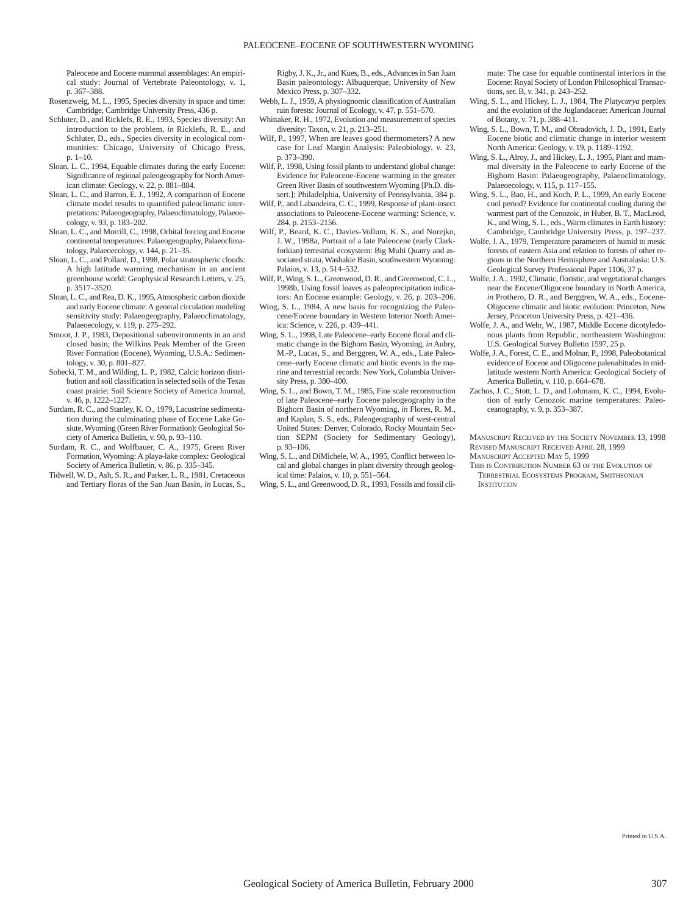Paleocene and Eocene mammal assemblages: An empirical study: Journal of Vertebrate Paleontology, v. 1, p. 367–388.

Rosenzweig, M. L., 1995, Species diversity in space and time: Cambridge, Cambridge University Press, 436 p.

Schluter, D., and Ricklefs, R. E., 1993, Species diversity: An introduction to the problem, *in* Ricklefs, R. E., and Schluter, D., eds., Species diversity in ecological communities: Chicago, University of Chicago Press, p. 1–10.

Sloan, L. C., 1994, Equable climates during the early Eocene: Significance of regional paleogeography for North American climate: Geology, v. 22, p. 881–884.

Sloan, L. C., and Barron, E. J., 1992, A comparison of Eocene climate model results to quantified paleoclimatic interpretations: Palaeogeography, Palaeoclimatology, Palaeoecology, v. 93, p. 183–202.

Sloan, L. C., and Morrill, C., 1998, Orbital forcing and Eocene continental temperatures: Palaeogeography, Palaeoclimatology, Palaeoecology, v. 144, p. 21–35.

Sloan, L. C., and Pollard, D., 1998, Polar stratospheric clouds: A high latitude warming mechanism in an ancient greenhouse world: Geophysical Research Letters, v. 25, p. 3517–3520.

Sloan, L. C., and Rea, D. K., 1995, Atmospheric carbon dioxide and early Eocene climate: A general circulation modeling sensitivity study: Palaeogeography, Palaeoclimatology, Palaeoecology, v. 119, p. 275–292.

Smoot, J. P., 1983, Depositional subenvironments in an arid closed basin; the Wilkins Peak Member of the Green River Formation (Eocene), Wyoming, U.S.A.: Sedimentology, v. 30, p. 801–827.

Sobecki, T. M., and Wilding, L. P., 1982, Calcic horizon distribution and soil classification in selected soils of the Texas coast prairie: Soil Science Society of America Journal, v. 46, p. 1222–1227.

Surdam, R. C., and Stanley, K. O., 1979, Lacustrine sedimentation during the culminating phase of Eocene Lake Gosiute, Wyoming (Green River Formation): Geological Society of America Bulletin, v. 90, p. 93–110.

Surdam, R. C., and Wolfbauer, C. A., 1975, Green River Formation, Wyoming: A playa-lake complex: Geological Society of America Bulletin, v. 86, p. 335–345.

Tidwell, W. D., Ash, S. R., and Parker, L. R., 1981, Cretaceous and Tertiary floras of the San Juan Basin, *in* Lucas, S., Rigby, J. K., Jr., and Kues, B., eds., Advances in San Juan Basin paleontology: Albuquerque, University of New Mexico Press, p. 307–332.

Webb, L. J., 1959, A physiognomic classification of Australian rain forests: Journal of Ecology, v. 47, p. 551–570.

Whittaker, R. H., 1972, Evolution and measurement of species diversity: Taxon, v. 21, p. 213–251.

Wilf, P., 1997, When are leaves good thermometers? A new case for Leaf Margin Analysis: Paleobiology, v. 23, p. 373–390.

Wilf, P., 1998, Using fossil plants to understand global change: Evidence for Paleocene-Eocene warming in the greater Green River Basin of southwestern Wyoming [Ph.D. dissert.]: Philadelphia, University of Pennsylvania, 384 p.

Wilf, P., and Labandeira, C. C., 1999, Response of plant-insect associations to Paleocene-Eocene warming: Science, v. 284, p. 2153–2156.

Wilf, P., Beard, K. C., Davies-Vollum, K. S., and Norejko, J. W., 1998a, Portrait of a late Paleocene (early Clarkforkian) terrestrial ecosystem: Big Multi Quarry and associated strata, Washakie Basin, southwestern Wyoming: Palaios, v. 13, p. 514–532.

Wilf, P., Wing, S. L., Greenwood, D. R., and Greenwood, C. L., 1998b, Using fossil leaves as paleoprecipitation indicators: An Eocene example: Geology, v. 26, p. 203–206.

Wing, S. L., 1984, A new basis for recognizing the Paleocene/Eocene boundary in Western Interior North America: Science, v. 226, p. 439–441.

Wing, S. L., 1998, Late Paleocene–early Eocene floral and climatic change in the Bighorn Basin, Wyoming, *in* Aubry, M.-P., Lucas, S., and Berggren, W. A., eds., Late Paleocene–early Eocene climatic and biotic events in the marine and terrestrial records: New York, Columbia University Press, p. 380–400.

Wing, S. L., and Bown, T. M., 1985, Fine scale reconstruction of late Paleocene–early Eocene paleogeography in the Bighorn Basin of northern Wyoming, *in* Flores, R. M., and Kaplan, S. S., eds., Paleogeography of west-central United States: Denver, Colorado, Rocky Mountain Section SEPM (Society for Sedimentary Geology), p. 93–106.

Wing, S. L., and DiMichele, W. A., 1995, Conflict between local and global changes in plant diversity through geological time: Palaios, v. 10, p. 551–564.

Wing, S. L., and Greenwood, D. R., 1993, Fossils and fossil climate: The case for equable continental interiors in the Eocene: Royal Society of London Philosophical Transactions, ser. B, v. 341, p. 243–252.

Wing, S. L., and Hickey, L. J., 1984, The *Platycarya* perplex and the evolution of the Juglandaceae: American Journal of Botany, v. 71, p. 388–411.

Wing, S. L., Bown, T. M., and Obradovich, J. D., 1991, Early Eocene biotic and climatic change in interior western North America: Geology, v. 19, p. 1189–1192.

Wing, S. L., Alroy, J., and Hickey, L. J., 1995, Plant and mammal diversity in the Paleocene to early Eocene of the Bighorn Basin: Palaeogeography, Palaeoclimatology, Palaeoecology, v. 115, p. 117–155.

Wing, S. L., Bao, H., and Koch, P. L., 1999, An early Eocene cool period? Evidence for continental cooling during the warmest part of the Cenozoic, *in* Huber, B. T., MacLeod, K., and Wing, S. L., eds., Warm climates in Earth history: Cambridge, Cambridge University Press, p. 197–237.

Wolfe, J. A., 1979, Temperature parameters of humid to mesic forests of eastern Asia and relation to forests of other regions in the Northern Hemisphere and Australasia: U.S. Geological Survey Professional Paper 1106, 37 p.

Wolfe, J. A., 1992, Climatic, floristic, and vegetational changes near the Eocene/Oligocene boundary in North America, *in* Prothero, D. R., and Berggren, W. A., eds., Eocene-Oligocene climatic and biotic evolution: Princeton, New Jersey, Princeton University Press, p. 421–436.

Wolfe, J. A., and Wehr, W., 1987, Middle Eocene dicotyledonous plants from Republic, northeastern Washington: U.S. Geological Survey Bulletin 1597, 25 p.

Wolfe, J. A., Forest, C. E., and Molnar, P., 1998, Paleobotanical evidence of Eocene and Oligocene paleoaltitudes in midlatitude western North America: Geological Society of America Bulletin, v. 110, p. 664–678.

Zachos, J. C., Stott, L. D., and Lohmann, K. C., 1994, Evolution of early Cenozoic marine temperatures: Paleoceanography, v. 9, p. 353–387.

Manuscript Received by the Society November 13, 1998
Revised Manuscript Received April 28, 1999
Manuscript Accepted May 5, 1999
This is Contribution Number 63 of the Evolution of Terrestrial Ecosystems Program, Smithsonian Institution

Printed in U.S.A.